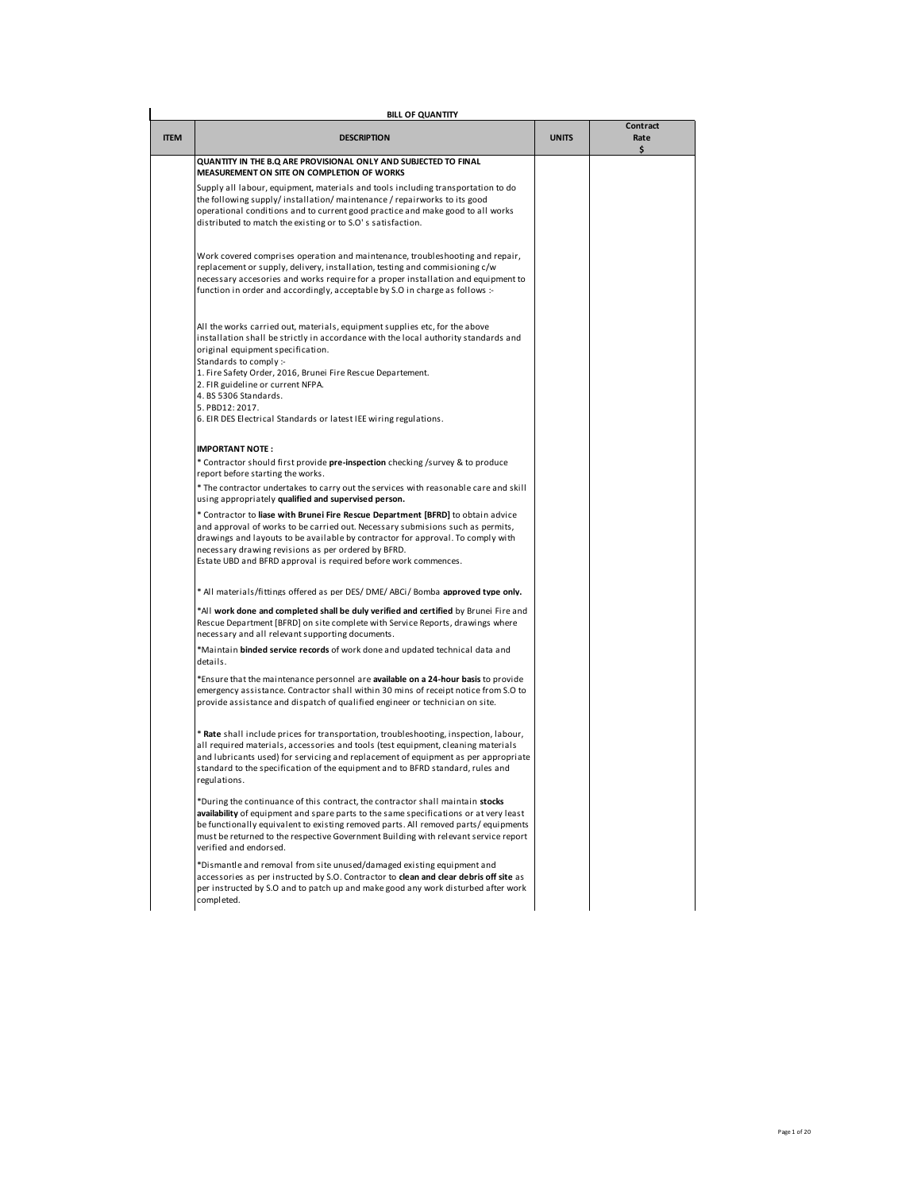**BILL OF QUANTITY**

| ITEM | DESCRIPTION | UNITS | Contract Rate $ |
|---|---|---|---|
| | **QUANTITY IN THE B.Q ARE PROVISIONAL ONLY AND SUBJECTED TO FINAL MEASUREMENT ON SITE ON COMPLETION OF WORKS** | | |
| | Supply all labour, equipment, materials and tools including transportation to do the following supply/ installation/ maintenance / repairworks to its good operational conditions and to current good practice and make good to all works distributed to match the existing or to S.O' s satisfaction. | | |
| | Work covered comprises operation and maintenance, troubleshooting and repair, replacement or supply, delivery, installation, testing and commisioning c/w necessary accesories and works require for a proper installation and equipment to function in order and accordingly, acceptable by S.O in charge as follows :- | | |
| | All the works carried out, materials, equipment supplies etc, for the above installation shall be strictly in accordance with the local authority standards and original equipment specification.<br>Standards to comply :-<br>1. Fire Safety Order, 2016, Brunei Fire Rescue Departement.<br>2. FIR guideline or current NFPA.<br>4. BS 5306 Standards.<br>5. PBD12: 2017.<br>6. EIR DES Electrical Standards or latest IEE wiring regulations. | | |
| | **IMPORTANT NOTE :** | | |
| | * Contractor should first provide **pre-inspection** checking /survey & to produce report before starting the works. | | |
| | * The contractor undertakes to carry out the services with reasonable care and skill using appropriately **qualified and supervised person.** | | |
| | * Contractor to **liase with Brunei Fire Rescue Department [BFRD]** to obtain advice and approval of works to be carried out. Necessary submisions such as permits, drawings and layouts to be available by contractor for approval. To comply with necessary drawing revisions as per ordered by BFRD.<br>Estate UBD and BFRD approval is required before work commences. | | |
| | * All materials/fittings offered as per DES/ DME/ ABCi/ Bomba **approved type only.** | | |
| | *All **work done and completed shall be duly verified and certified** by Brunei Fire and Rescue Department [BFRD] on site complete with Service Reports, drawings where necessary and all relevant supporting documents. | | |
| | *Maintain **binded service records** of work done and updated technical data and details. | | |
| | *Ensure that the maintenance personnel are **available on a 24-hour basis** to provide emergency assistance. Contractor shall within 30 mins of receipt notice from S.O to provide assistance and dispatch of qualified engineer or technician on site. | | |
| | * **Rate** shall include prices for transportation, troubleshooting, inspection, labour, all required materials, accessories and tools (test equipment, cleaning materials and lubricants used) for servicing and replacement of equipment as per appropriate standard to the specification of the equipment and to BFRD standard, rules and regulations. | | |
| | *During the continuance of this contract, the contractor shall maintain **stocks availability** of equipment and spare parts to the same specifications or at very least be functionally equivalent to existing removed parts. All removed parts/ equipments must be returned to the respective Government Building with relevant service report verified and endorsed. | | |
| | *Dismantle and removal from site unused/damaged existing equipment and accessories as per instructed by S.O. Contractor to **clean and clear debris off site** as per instructed by S.O and to patch up and make good any work disturbed after work completed. | | |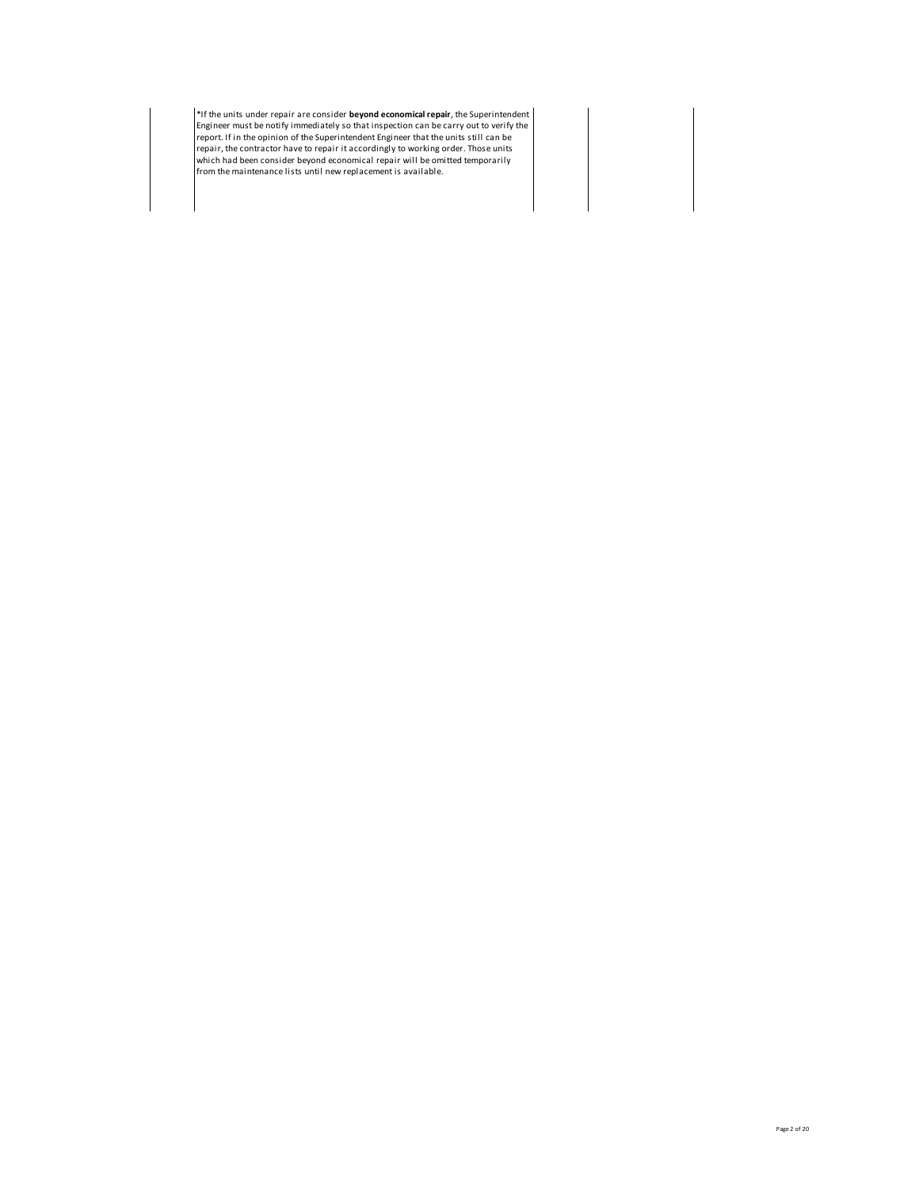| | | | |
|---|---|---|---|
| | *If the units under repair are consider **beyond economical repair**, the Superintendent Engineer must be notify immediately so that inspection can be carry out to verify the report. If in the opinion of the Superintendent Engineer that the units still can be repair, the contractor have to repair it accordingly to working order. Those units which had been consider beyond economical repair will be omitted temporarily from the maintenance lists until new replacement is available. | | |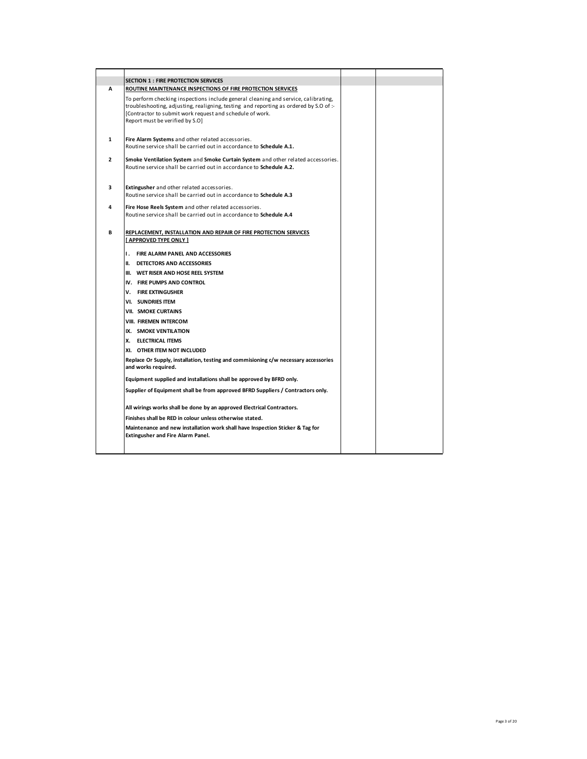| | | | |
|---|---|---|---|
| | **SECTION 1 : FIRE PROTECTION SERVICES** | | |
| **A** | **ROUTINE MAINTENANCE INSPECTIONS OF FIRE PROTECTION SERVICES** | | |
| | To perform checking inspections include general cleaning and service, calibrating, troubleshooting, adjusting, realigning, testing and reporting as ordered by S.O of :- [Contractor to submit work request and schedule of work. Report must be verified by S.O] | | |
| **1** | **Fire Alarm Systems** and other related accessories. Routine service shall be carried out in accordance to **Schedule A.1.** | | |
| **2** | **Smoke Ventilation System** and **Smoke Curtain System** and other related accessories. Routine service shall be carried out in accordance to **Schedule A.2.** | | |
| **3** | **Extingusher** and other related accessories. Routine service shall be carried out in accordance to **Schedule A.3** | | |
| **4** | **Fire Hose Reels System** and other related accessories. Routine service shall be carried out in accordance to **Schedule A.4** | | |
| **B** | **REPLACEMENT, INSTALLATION AND REPAIR OF FIRE PROTECTION SERVICES [ APPROVED TYPE ONLY ]** | | |
| | **I . FIRE ALARM PANEL AND ACCESSORIES** | | |
| | **II. DETECTORS AND ACCESSORIES** | | |
| | **III. WET RISER AND HOSE REEL SYSTEM** | | |
| | **IV. FIRE PUMPS AND CONTROL** | | |
| | **V. FIRE EXTINGUSHER** | | |
| | **VI. SUNDRIES ITEM** | | |
| | **VII. SMOKE CURTAINS** | | |
| | **VIII. FIREMEN INTERCOM** | | |
| | **IX. SMOKE VENTILATION** | | |
| | **X. ELECTRICAL ITEMS** | | |
| | **XI. OTHER ITEM NOT INCLUDED** | | |
| | **Replace Or Supply, installation, testing and commisioning c/w necessary accessories and works required.** | | |
| | **Equipment supplied and installations shall be approved by BFRD only.** | | |
| | **Supplier of Equipment shall be from approved BFRD Suppliers / Contractors only.** | | |
| | **All wirings works shall be done by an approved Electrical Contractors.** | | |
| | **Finishes shall be RED in colour unless otherwise stated.** | | |
| | **Maintenance and new installation work shall have Inspection Sticker & Tag for Extingusher and Fire Alarm Panel.** | | |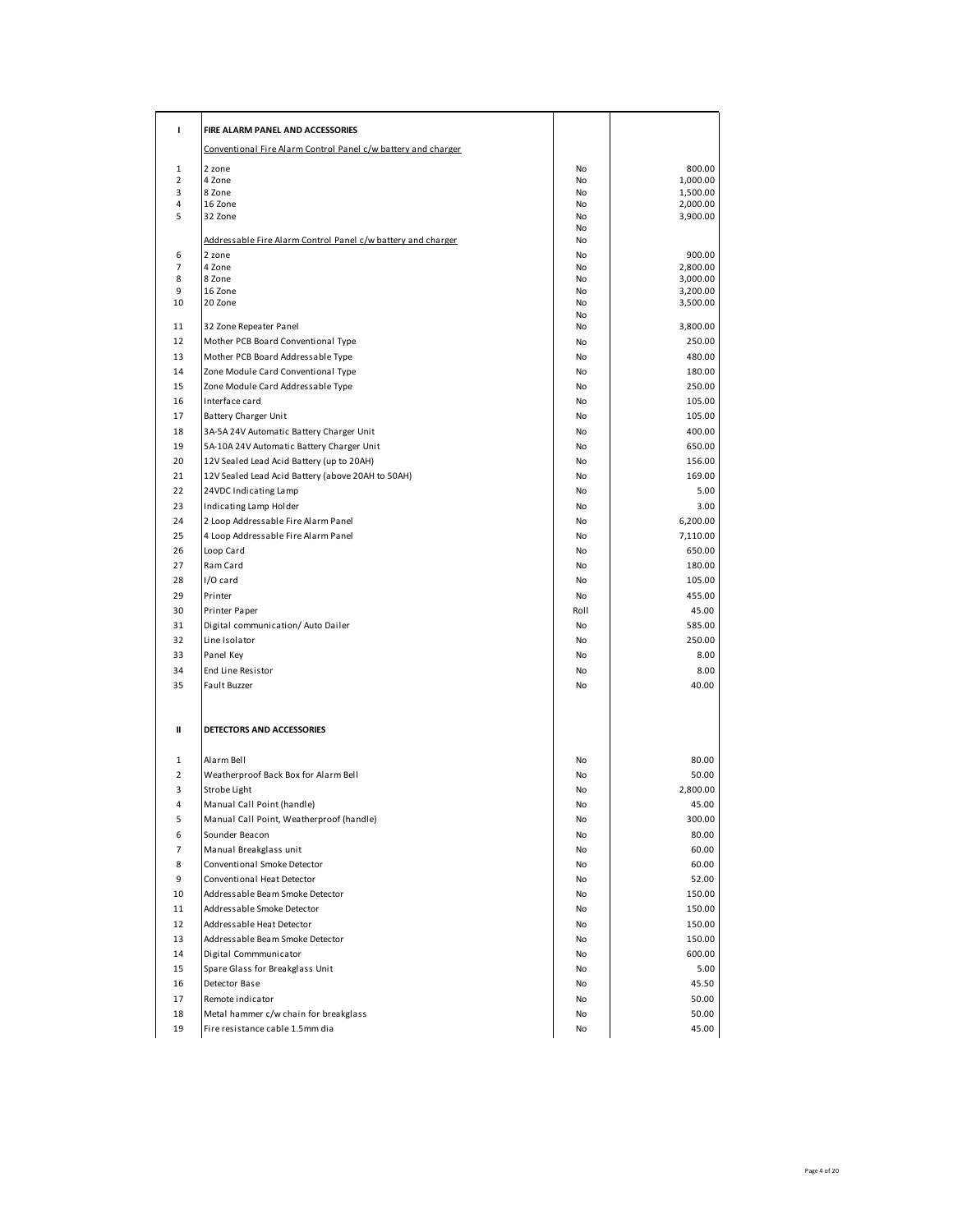| | | | |
|---|---|---|---|
| **I** | **FIRE ALARM PANEL AND ACCESSORIES** | | |
| | Conventional Fire Alarm Control Panel c/w battery and charger | | |
| 1 | 2 zone | No | 800.00 |
| 2 | 4 Zone | No | 1,000.00 |
| 3 | 8 Zone | No | 1,500.00 |
| 4 | 16 Zone | No | 2,000.00 |
| 5 | 32 Zone | No | 3,900.00 |
| | | No | |
| | Addressable Fire Alarm Control Panel c/w battery and charger | No | |
| 6 | 2 zone | No | 900.00 |
| 7 | 4 Zone | No | 2,800.00 |
| 8 | 8 Zone | No | 3,000.00 |
| 9 | 16 Zone | No | 3,200.00 |
| 10 | 20 Zone | No | 3,500.00 |
| | | No | |
| 11 | 32 Zone Repeater Panel | No | 3,800.00 |
| 12 | Mother PCB Board Conventional Type | No | 250.00 |
| 13 | Mother PCB Board Addressable Type | No | 480.00 |
| 14 | Zone Module Card Conventional Type | No | 180.00 |
| 15 | Zone Module Card Addressable Type | No | 250.00 |
| 16 | Interface card | No | 105.00 |
| 17 | Battery Charger Unit | No | 105.00 |
| 18 | 3A-5A 24V Automatic Battery Charger Unit | No | 400.00 |
| 19 | 5A-10A 24V Automatic Battery Charger Unit | No | 650.00 |
| 20 | 12V Sealed Lead Acid Battery (up to 20AH) | No | 156.00 |
| 21 | 12V Sealed Lead Acid Battery (above 20AH to 50AH) | No | 169.00 |
| 22 | 24VDC Indicating Lamp | No | 5.00 |
| 23 | Indicating Lamp Holder | No | 3.00 |
| 24 | 2 Loop Addressable Fire Alarm Panel | No | 6,200.00 |
| 25 | 4 Loop Addressable Fire Alarm Panel | No | 7,110.00 |
| 26 | Loop Card | No | 650.00 |
| 27 | Ram Card | No | 180.00 |
| 28 | I/O card | No | 105.00 |
| 29 | Printer | No | 455.00 |
| 30 | Printer Paper | Roll | 45.00 |
| 31 | Digital communication/ Auto Dailer | No | 585.00 |
| 32 | Line Isolator | No | 250.00 |
| 33 | Panel Key | No | 8.00 |
| 34 | End Line Resistor | No | 8.00 |
| 35 | Fault Buzzer | No | 40.00 |
| | | | |
| **II** | **DETECTORS AND ACCESSORIES** | | |
| | | | |
| 1 | Alarm Bell | No | 80.00 |
| 2 | Weatherproof Back Box for Alarm Bell | No | 50.00 |
| 3 | Strobe Light | No | 2,800.00 |
| 4 | Manual Call Point (handle) | No | 45.00 |
| 5 | Manual Call Point, Weatherproof (handle) | No | 300.00 |
| 6 | Sounder Beacon | No | 80.00 |
| 7 | Manual Breakglass unit | No | 60.00 |
| 8 | Conventional Smoke Detector | No | 60.00 |
| 9 | Conventional Heat Detector | No | 52.00 |
| 10 | Addressable Beam Smoke Detector | No | 150.00 |
| 11 | Addressable Smoke Detector | No | 150.00 |
| 12 | Addressable Heat Detector | No | 150.00 |
| 13 | Addressable Beam Smoke Detector | No | 150.00 |
| 14 | Digital Commmunicator | No | 600.00 |
| 15 | Spare Glass for Breakglass Unit | No | 5.00 |
| 16 | Detector Base | No | 45.50 |
| 17 | Remote indicator | No | 50.00 |
| 18 | Metal hammer c/w chain for breakglass | No | 50.00 |
| 19 | Fire resistance cable 1.5mm dia | No | 45.00 |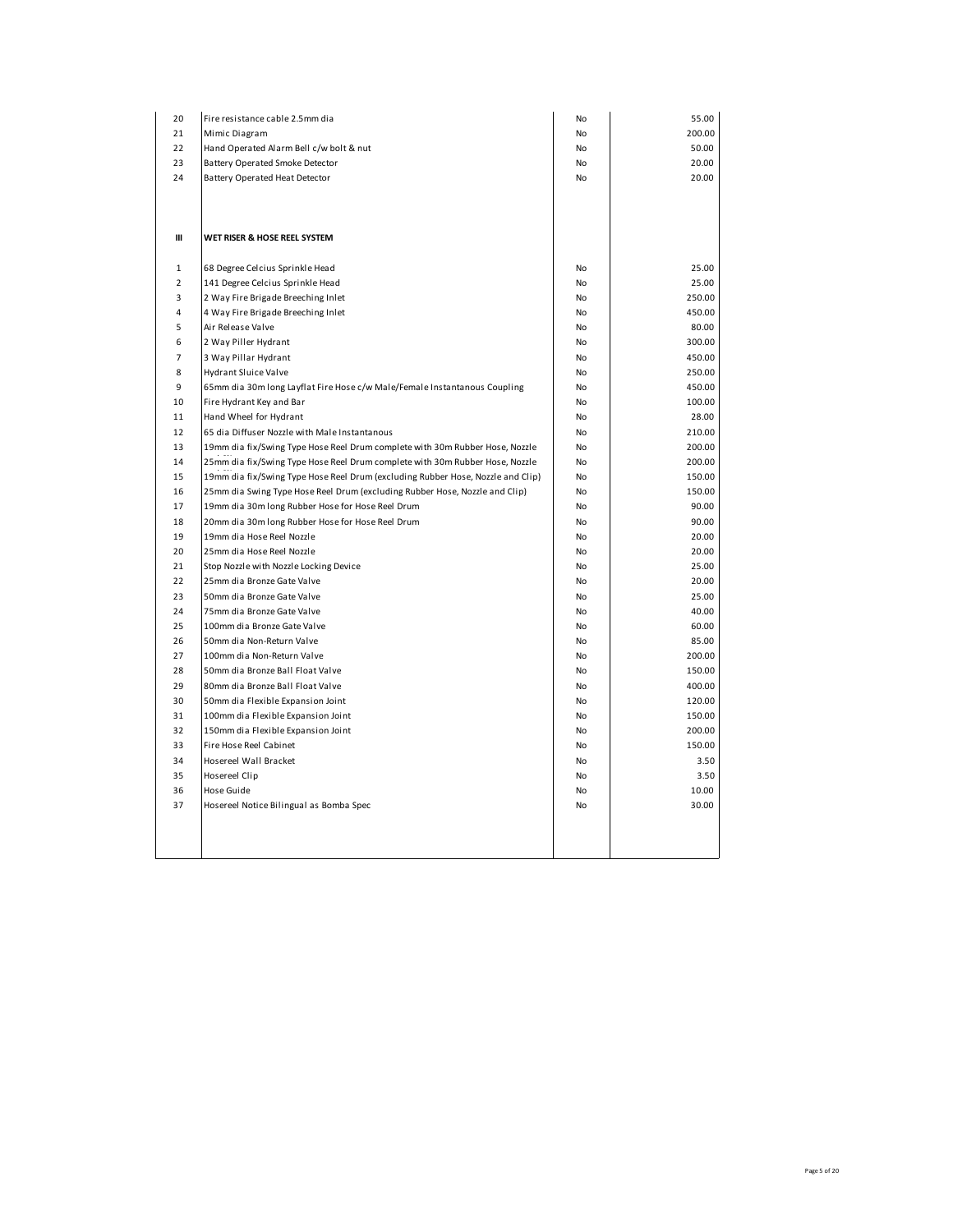| | | | |
|---|---|---|---|
| 20 | Fire resistance cable 2.5mm dia | No | 55.00 |
| 21 | Mimic Diagram | No | 200.00 |
| 22 | Hand Operated Alarm Bell c/w bolt & nut | No | 50.00 |
| 23 | Battery Operated Smoke Detector | No | 20.00 |
| 24 | Battery Operated Heat Detector | No | 20.00 |
| | | | |
| **III** | **WET RISER & HOSE REEL SYSTEM** | | |
| | | | |
| 1 | 68 Degree Celcius Sprinkle Head | No | 25.00 |
| 2 | 141 Degree Celcius Sprinkle Head | No | 25.00 |
| 3 | 2 Way Fire Brigade Breeching Inlet | No | 250.00 |
| 4 | 4 Way Fire Brigade Breeching Inlet | No | 450.00 |
| 5 | Air Release Valve | No | 80.00 |
| 6 | 2 Way Piller Hydrant | No | 300.00 |
| 7 | 3 Way Pillar Hydrant | No | 450.00 |
| 8 | Hydrant Sluice Valve | No | 250.00 |
| 9 | 65mm dia 30m long Layflat Fire Hose c/w Male/Female Instantanous Coupling | No | 450.00 |
| 10 | Fire Hydrant Key and Bar | No | 100.00 |
| 11 | Hand Wheel for Hydrant | No | 28.00 |
| 12 | 65 dia Diffuser Nozzle with Male Instantanous | No | 210.00 |
| 13 | 19mm dia fix/Swing Type Hose Reel Drum complete with 30m Rubber Hose, Nozzle | No | 200.00 |
| 14 | 25mm dia fix/Swing Type Hose Reel Drum complete with 30m Rubber Hose, Nozzle | No | 200.00 |
| 15 | 19mm dia fix/Swing Type Hose Reel Drum (excluding Rubber Hose, Nozzle and Clip) | No | 150.00 |
| 16 | 25mm dia Swing Type Hose Reel Drum (excluding Rubber Hose, Nozzle and Clip) | No | 150.00 |
| 17 | 19mm dia 30m long Rubber Hose for Hose Reel Drum | No | 90.00 |
| 18 | 20mm dia 30m long Rubber Hose for Hose Reel Drum | No | 90.00 |
| 19 | 19mm dia Hose Reel Nozzle | No | 20.00 |
| 20 | 25mm dia Hose Reel Nozzle | No | 20.00 |
| 21 | Stop Nozzle with Nozzle Locking Device | No | 25.00 |
| 22 | 25mm dia Bronze Gate Valve | No | 20.00 |
| 23 | 50mm dia Bronze Gate Valve | No | 25.00 |
| 24 | 75mm dia Bronze Gate Valve | No | 40.00 |
| 25 | 100mm dia Bronze Gate Valve | No | 60.00 |
| 26 | 50mm dia Non-Return Valve | No | 85.00 |
| 27 | 100mm dia Non-Return Valve | No | 200.00 |
| 28 | 50mm dia Bronze Ball Float Valve | No | 150.00 |
| 29 | 80mm dia Bronze Ball Float Valve | No | 400.00 |
| 30 | 50mm dia Flexible Expansion Joint | No | 120.00 |
| 31 | 100mm dia Flexible Expansion Joint | No | 150.00 |
| 32 | 150mm dia Flexible Expansion Joint | No | 200.00 |
| 33 | Fire Hose Reel Cabinet | No | 150.00 |
| 34 | Hosereel Wall Bracket | No | 3.50 |
| 35 | Hosereel Clip | No | 3.50 |
| 36 | Hose Guide | No | 10.00 |
| 37 | Hosereel Notice Bilingual as Bomba Spec | No | 30.00 |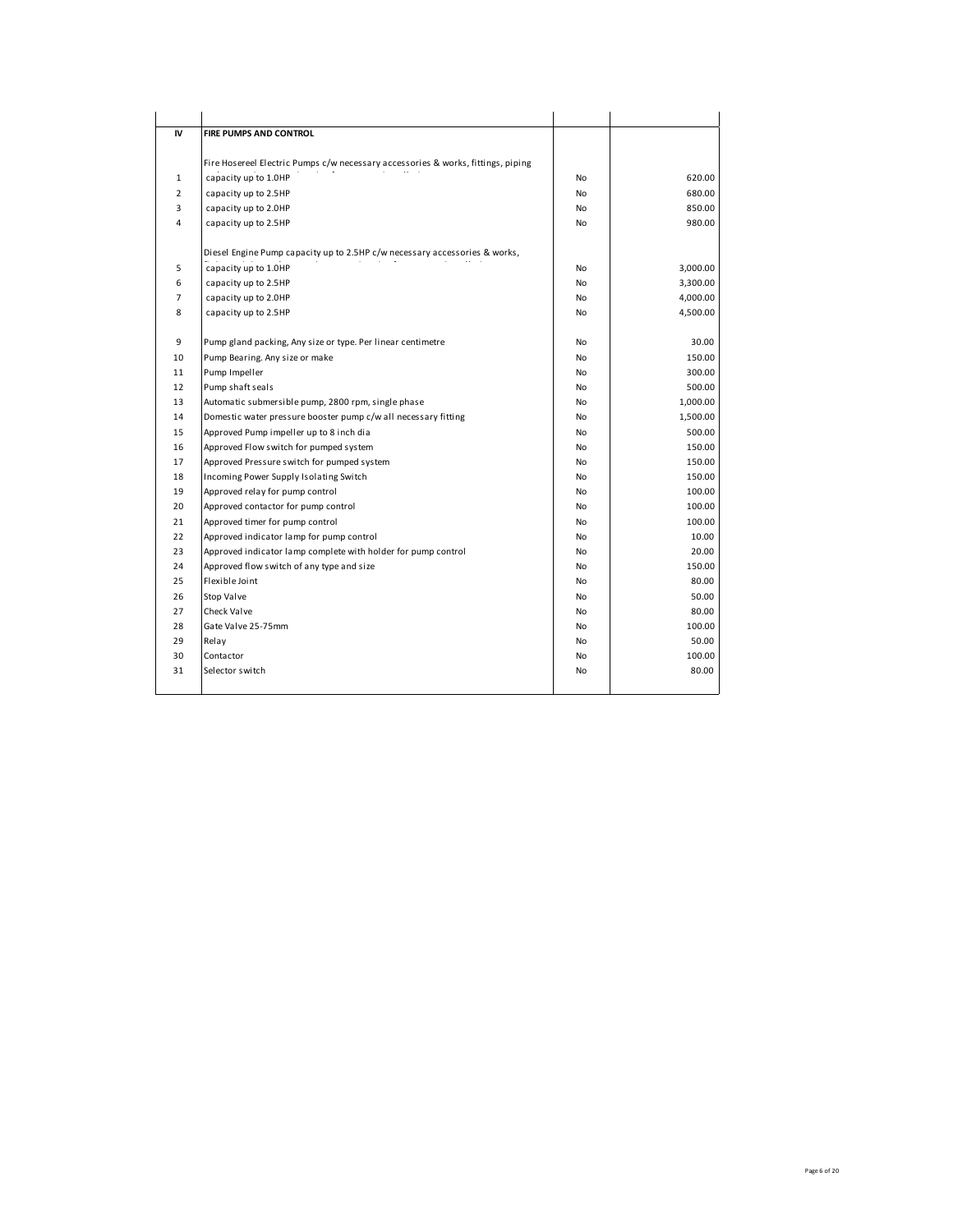| | | | |
|---|---|---|---|
| **IV** | **FIRE PUMPS AND CONTROL** | | |
| | Fire Hosereel Electric Pumps c/w necessary accessories & works, fittings, piping | | |
| 1 | capacity up to 1.0HP | No | 620.00 |
| 2 | capacity up to 2.5HP | No | 680.00 |
| 3 | capacity up to 2.0HP | No | 850.00 |
| 4 | capacity up to 2.5HP | No | 980.00 |
| | Diesel Engine Pump capacity up to 2.5HP c/w necessary accessories & works, | | |
| 5 | capacity up to 1.0HP | No | 3,000.00 |
| 6 | capacity up to 2.5HP | No | 3,300.00 |
| 7 | capacity up to 2.0HP | No | 4,000.00 |
| 8 | capacity up to 2.5HP | No | 4,500.00 |
| 9 | Pump gland packing, Any size or type. Per linear centimetre | No | 30.00 |
| 10 | Pump Bearing. Any size or make | No | 150.00 |
| 11 | Pump Impeller | No | 300.00 |
| 12 | Pump shaft seals | No | 500.00 |
| 13 | Automatic submersible pump, 2800 rpm, single phase | No | 1,000.00 |
| 14 | Domestic water pressure booster pump c/w all necessary fitting | No | 1,500.00 |
| 15 | Approved Pump impeller up to 8 inch dia | No | 500.00 |
| 16 | Approved Flow switch for pumped system | No | 150.00 |
| 17 | Approved Pressure switch for pumped system | No | 150.00 |
| 18 | Incoming Power Supply Isolating Switch | No | 150.00 |
| 19 | Approved relay for pump control | No | 100.00 |
| 20 | Approved contactor for pump control | No | 100.00 |
| 21 | Approved timer for pump control | No | 100.00 |
| 22 | Approved indicator lamp for pump control | No | 10.00 |
| 23 | Approved indicator lamp complete with holder for pump control | No | 20.00 |
| 24 | Approved flow switch of any type and size | No | 150.00 |
| 25 | Flexible Joint | No | 80.00 |
| 26 | Stop Valve | No | 50.00 |
| 27 | Check Valve | No | 80.00 |
| 28 | Gate Valve 25-75mm | No | 100.00 |
| 29 | Relay | No | 50.00 |
| 30 | Contactor | No | 100.00 |
| 31 | Selector switch | No | 80.00 |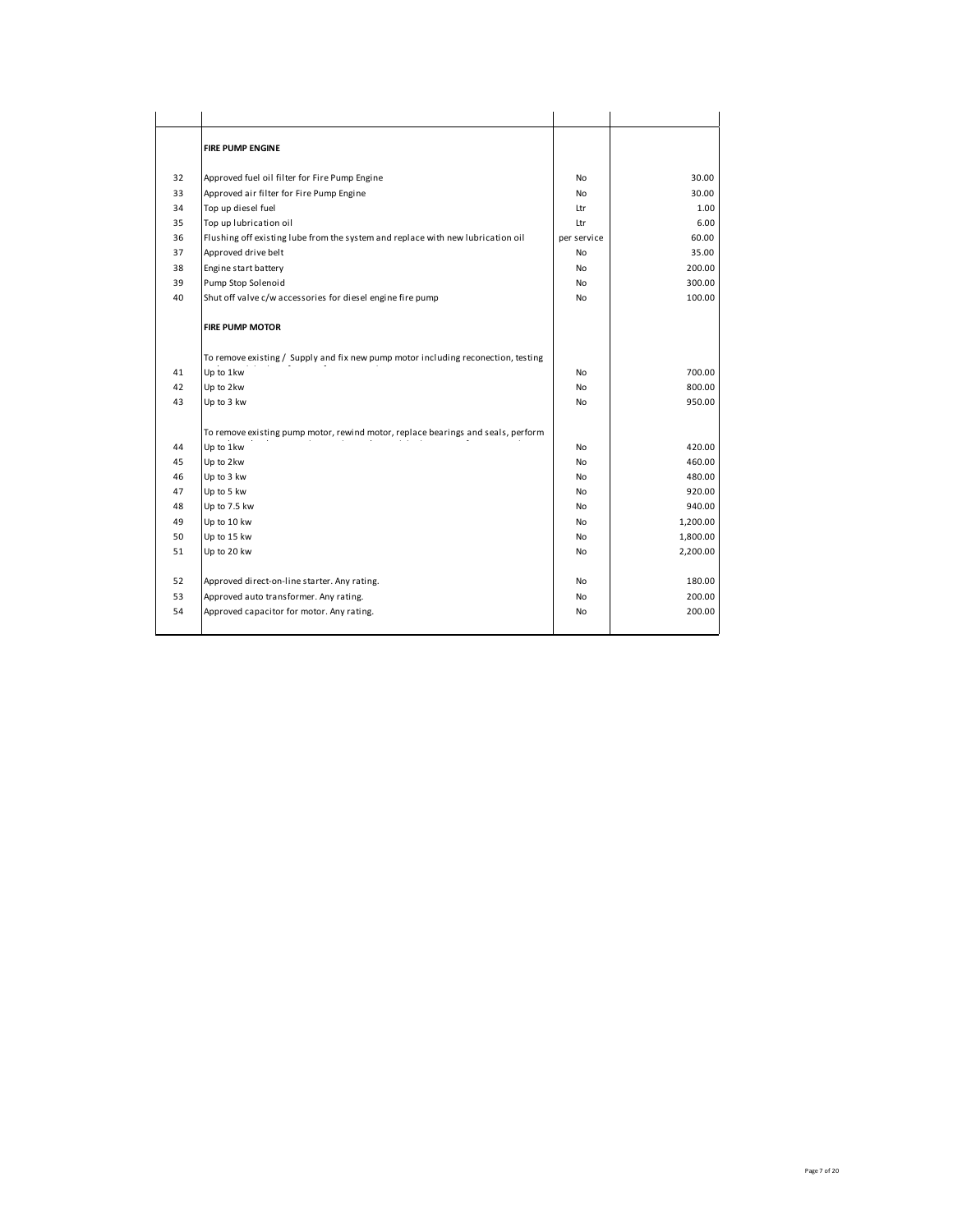| | | | |
|---|---|---|---|
| | **FIRE PUMP ENGINE** | | |
| 32 | Approved fuel oil filter for Fire Pump Engine | No | 30.00 |
| 33 | Approved air filter for Fire Pump Engine | No | 30.00 |
| 34 | Top up diesel fuel | Ltr | 1.00 |
| 35 | Top up lubrication oil | Ltr | 6.00 |
| 36 | Flushing off existing lube from the system and replace with new lubrication oil | per service | 60.00 |
| 37 | Approved drive belt | No | 35.00 |
| 38 | Engine start battery | No | 200.00 |
| 39 | Pump Stop Solenoid | No | 300.00 |
| 40 | Shut off valve c/w accessories for diesel engine fire pump | No | 100.00 |
| | **FIRE PUMP MOTOR** | | |
| | To remove existing / Supply and fix new pump motor including reconection, testing | | |
| 41 | Up to 1kw | No | 700.00 |
| 42 | Up to 2kw | No | 800.00 |
| 43 | Up to 3 kw | No | 950.00 |
| | To remove existing pump motor, rewind motor, replace bearings and seals, perform | | |
| 44 | Up to 1kw | No | 420.00 |
| 45 | Up to 2kw | No | 460.00 |
| 46 | Up to 3 kw | No | 480.00 |
| 47 | Up to 5 kw | No | 920.00 |
| 48 | Up to 7.5 kw | No | 940.00 |
| 49 | Up to 10 kw | No | 1,200.00 |
| 50 | Up to 15 kw | No | 1,800.00 |
| 51 | Up to 20 kw | No | 2,200.00 |
| 52 | Approved direct-on-line starter. Any rating. | No | 180.00 |
| 53 | Approved auto transformer. Any rating. | No | 200.00 |
| 54 | Approved capacitor for motor. Any rating. | No | 200.00 |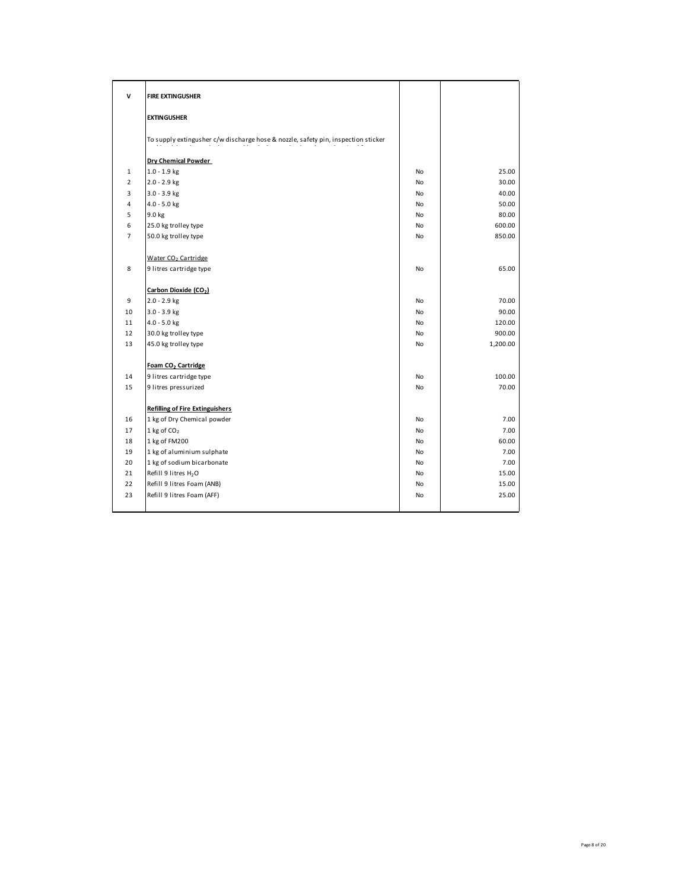| V | **FIRE EXTINGUSHER** | | |
|---|---|---|---|
| | **EXTINGUSHER** | | |
| | To supply extingusher c/w discharge hose & nozzle, safety pin, inspection sticker | | |
| | **Dry Chemical Powder** | | |
| 1 | 1.0 - 1.9 kg | No | 25.00 |
| 2 | 2.0 - 2.9 kg | No | 30.00 |
| 3 | 3.0 - 3.9 kg | No | 40.00 |
| 4 | 4.0 - 5.0 kg | No | 50.00 |
| 5 | 9.0 kg | No | 80.00 |
| 6 | 25.0 kg trolley type | No | 600.00 |
| 7 | 50.0 kg trolley type | No | 850.00 |
| | Water $CO_2$ Cartridge | | |
| 8 | 9 litres cartridge type | No | 65.00 |
| | **Carbon Dioxide ($CO_2$)** | | |
| 9 | 2.0 - 2.9 kg | No | 70.00 |
| 10 | 3.0 - 3.9 kg | No | 90.00 |
| 11 | 4.0 - 5.0 kg | No | 120.00 |
| 12 | 30.0 kg trolley type | No | 900.00 |
| 13 | 45.0 kg trolley type | No | 1,200.00 |
| | **Foam $CO_2$ Cartridge** | | |
| 14 | 9 litres cartridge type | No | 100.00 |
| 15 | 9 litres pressurized | No | 70.00 |
| | **Refilling of Fire Extinguishers** | | |
| 16 | 1 kg of Dry Chemical powder | No | 7.00 |
| 17 | 1 kg of $CO_2$ | No | 7.00 |
| 18 | 1 kg of FM200 | No | 60.00 |
| 19 | 1 kg of aluminium sulphate | No | 7.00 |
| 20 | 1 kg of sodium bicarbonate | No | 7.00 |
| 21 | Refill 9 litres $H_2O$ | No | 15.00 |
| 22 | Refill 9 litres Foam (ANB) | No | 15.00 |
| 23 | Refill 9 litres Foam (AFF) | No | 25.00 |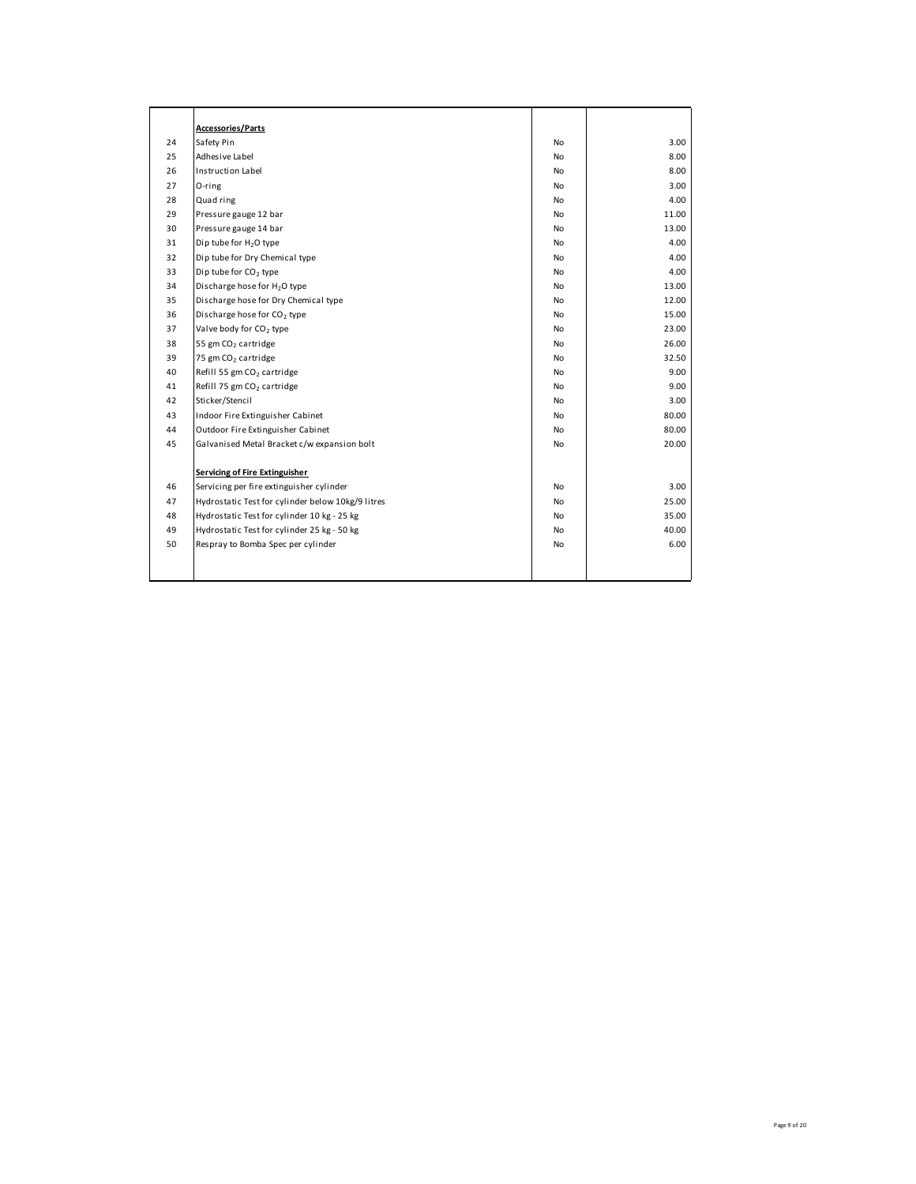|  |  |  |  |
|---|---|---|---|
|  | **Accessories/Parts** |  |  |
| 24 | Safety Pin | No | 3.00 |
| 25 | Adhesive Label | No | 8.00 |
| 26 | Instruction Label | No | 8.00 |
| 27 | O-ring | No | 3.00 |
| 28 | Quad ring | No | 4.00 |
| 29 | Pressure gauge 12 bar | No | 11.00 |
| 30 | Pressure gauge 14 bar | No | 13.00 |
| 31 | Dip tube for $H_2O$ type | No | 4.00 |
| 32 | Dip tube for Dry Chemical type | No | 4.00 |
| 33 | Dip tube for $CO_2$ type | No | 4.00 |
| 34 | Discharge hose for $H_2O$ type | No | 13.00 |
| 35 | Discharge hose for Dry Chemical type | No | 12.00 |
| 36 | Discharge hose for $CO_2$ type | No | 15.00 |
| 37 | Valve body for $CO_2$ type | No | 23.00 |
| 38 | 55 gm $CO_2$ cartridge | No | 26.00 |
| 39 | 75 gm $CO_2$ cartridge | No | 32.50 |
| 40 | Refill 55 gm $CO_2$ cartridge | No | 9.00 |
| 41 | Refill 75 gm $CO_2$ cartridge | No | 9.00 |
| 42 | Sticker/Stencil | No | 3.00 |
| 43 | Indoor Fire Extinguisher Cabinet | No | 80.00 |
| 44 | Outdoor Fire Extinguisher Cabinet | No | 80.00 |
| 45 | Galvanised Metal Bracket c/w expansion bolt | No | 20.00 |
|  | **Servicing of Fire Extinguisher** |  |  |
| 46 | Servicing per fire extinguisher cylinder | No | 3.00 |
| 47 | Hydrostatic Test for cylinder below 10kg/9 litres | No | 25.00 |
| 48 | Hydrostatic Test for cylinder 10 kg - 25 kg | No | 35.00 |
| 49 | Hydrostatic Test for cylinder 25 kg - 50 kg | No | 40.00 |
| 50 | Respray to Bomba Spec per cylinder | No | 6.00 |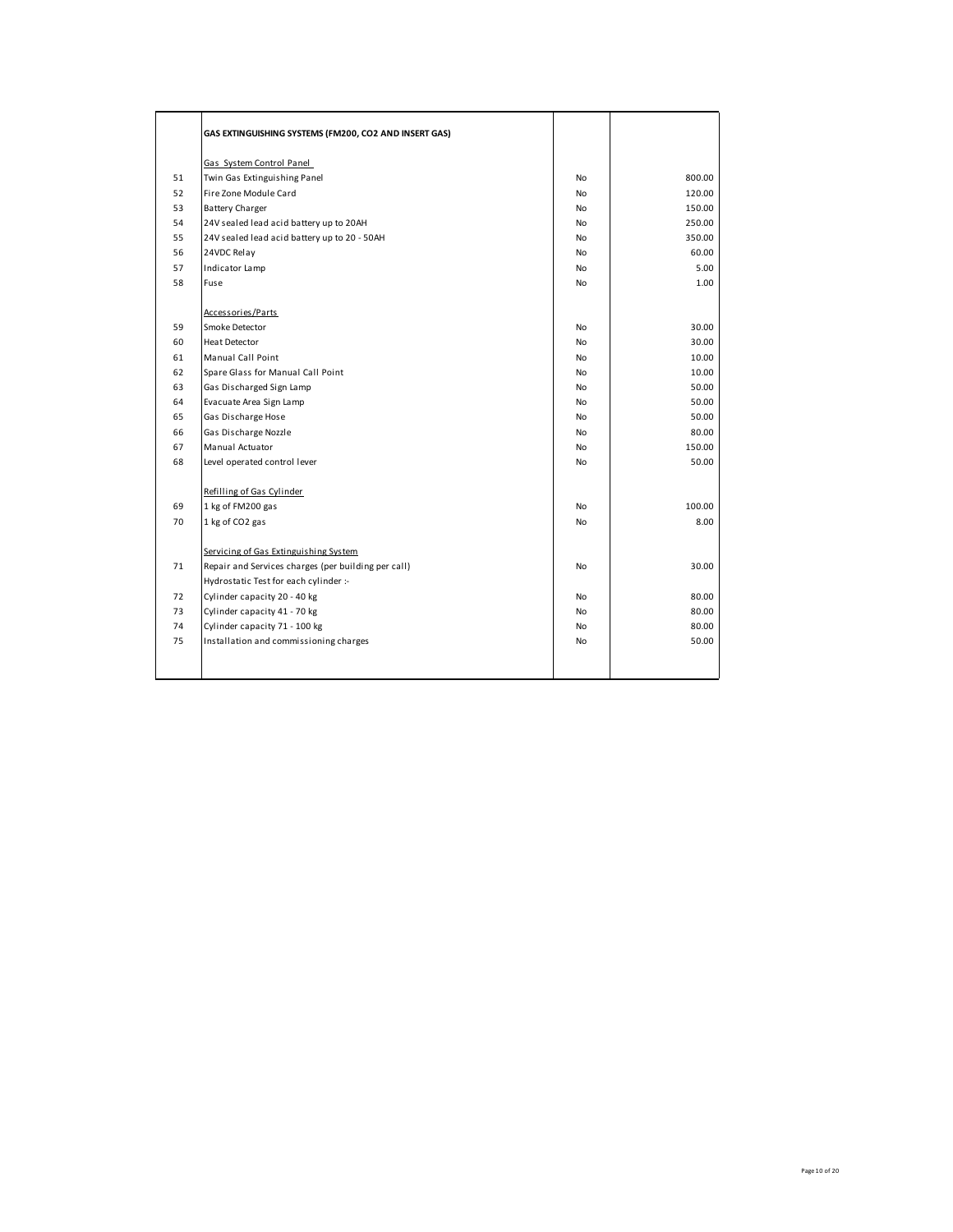| | GAS EXTINGUISHING SYSTEMS (FM200, CO2 AND INSERT GAS) | | |
|---|---|---|---|
| | Gas System Control Panel | | |
| 51 | Twin Gas Extinguishing Panel | No | 800.00 |
| 52 | Fire Zone Module Card | No | 120.00 |
| 53 | Battery Charger | No | 150.00 |
| 54 | 24V sealed lead acid battery up to 20AH | No | 250.00 |
| 55 | 24V sealed lead acid battery up to 20 - 50AH | No | 350.00 |
| 56 | 24VDC Relay | No | 60.00 |
| 57 | Indicator Lamp | No | 5.00 |
| 58 | Fuse | No | 1.00 |
| | Accessories/Parts | | |
| 59 | Smoke Detector | No | 30.00 |
| 60 | Heat Detector | No | 30.00 |
| 61 | Manual Call Point | No | 10.00 |
| 62 | Spare Glass for Manual Call Point | No | 10.00 |
| 63 | Gas Discharged Sign Lamp | No | 50.00 |
| 64 | Evacuate Area Sign Lamp | No | 50.00 |
| 65 | Gas Discharge Hose | No | 50.00 |
| 66 | Gas Discharge Nozzle | No | 80.00 |
| 67 | Manual Actuator | No | 150.00 |
| 68 | Level operated control lever | No | 50.00 |
| | Refilling of Gas Cylinder | | |
| 69 | 1 kg of FM200 gas | No | 100.00 |
| 70 | 1 kg of CO2 gas | No | 8.00 |
| | Servicing of Gas Extinguishing System | | |
| 71 | Repair and Services charges (per building per call) | No | 30.00 |
| | Hydrostatic Test for each cylinder :- | | |
| 72 | Cylinder capacity 20 - 40 kg | No | 80.00 |
| 73 | Cylinder capacity 41 - 70 kg | No | 80.00 |
| 74 | Cylinder capacity 71 - 100 kg | No | 80.00 |
| 75 | Installation and commissioning charges | No | 50.00 |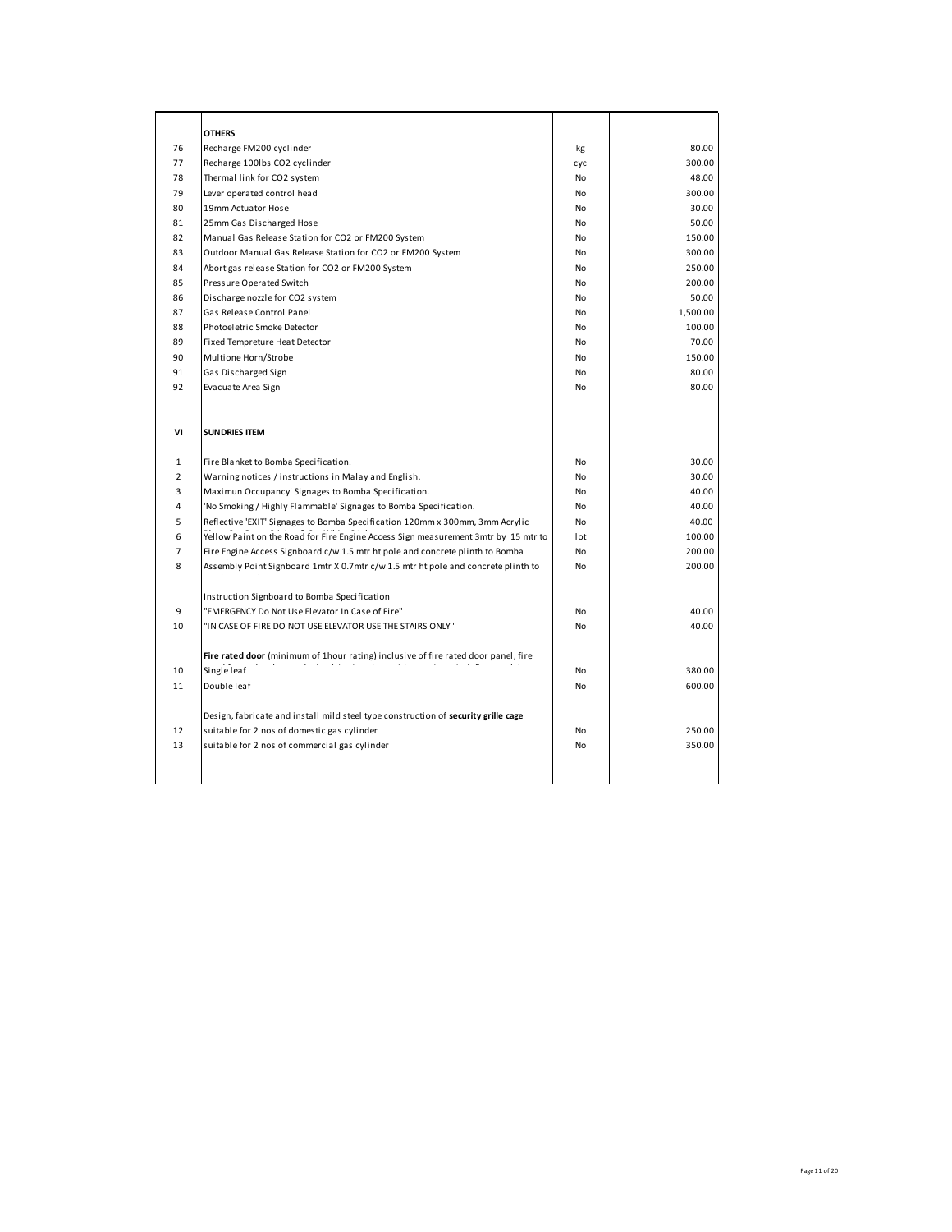| | | | |
|---|---|---|---|
| | **OTHERS** | | |
| 76 | Recharge FM200 cyclinder | kg | 80.00 |
| 77 | Recharge 100lbs CO2 cyclinder | cyc | 300.00 |
| 78 | Thermal link for CO2 system | No | 48.00 |
| 79 | Lever operated control head | No | 300.00 |
| 80 | 19mm Actuator Hose | No | 30.00 |
| 81 | 25mm Gas Discharged Hose | No | 50.00 |
| 82 | Manual Gas Release Station for CO2 or FM200 System | No | 150.00 |
| 83 | Outdoor Manual Gas Release Station for CO2 or FM200 System | No | 300.00 |
| 84 | Abort gas release Station for CO2 or FM200 System | No | 250.00 |
| 85 | Pressure Operated Switch | No | 200.00 |
| 86 | Discharge nozzle for CO2 system | No | 50.00 |
| 87 | Gas Release Control Panel | No | 1,500.00 |
| 88 | Photoeletric Smoke Detector | No | 100.00 |
| 89 | Fixed Tempreture Heat Detector | No | 70.00 |
| 90 | Multione Horn/Strobe | No | 150.00 |
| 91 | Gas Discharged Sign | No | 80.00 |
| 92 | Evacuate Area Sign | No | 80.00 |
| | | | |
| VI | **SUNDRIES ITEM** | | |
| | | | |
| 1 | Fire Blanket to Bomba Specification. | No | 30.00 |
| 2 | Warning notices / instructions in Malay and English. | No | 30.00 |
| 3 | Maximun Occupancy' Signages to Bomba Specification. | No | 40.00 |
| 4 | 'No Smoking / Highly Flammable' Signages to Bomba Specification. | No | 40.00 |
| 5 | Reflective 'EXIT' Signages to Bomba Specification 120mm x 300mm, 3mm Acrylic | No | 40.00 |
| 6 | Yellow Paint on the Road for Fire Engine Access Sign measurement 3mtr by 15 mtr to | lot | 100.00 |
| 7 | Fire Engine Access Signboard c/w 1.5 mtr ht pole and concrete plinth to Bomba | No | 200.00 |
| 8 | Assembly Point Signboard 1mtr X 0.7mtr c/w 1.5 mtr ht pole and concrete plinth to | No | 200.00 |
| | | | |
| | Instruction Signboard to Bomba Specification | | |
| 9 | "EMERGENCY Do Not Use Elevator In Case of Fire" | No | 40.00 |
| 10 | "IN CASE OF FIRE DO NOT USE ELEVATOR USE THE STAIRS ONLY " | No | 40.00 |
| | | | |
| | **Fire rated door** (minimum of 1hour rating) inclusive of fire rated door panel, fire | | |
| 10 | Single leaf | No | 380.00 |
| 11 | Double leaf | No | 600.00 |
| | | | |
| | Design, fabricate and install mild steel type construction of **security grille cage** | | |
| 12 | suitable for 2 nos of domestic gas cylinder | No | 250.00 |
| 13 | suitable for 2 nos of commercial gas cylinder | No | 350.00 |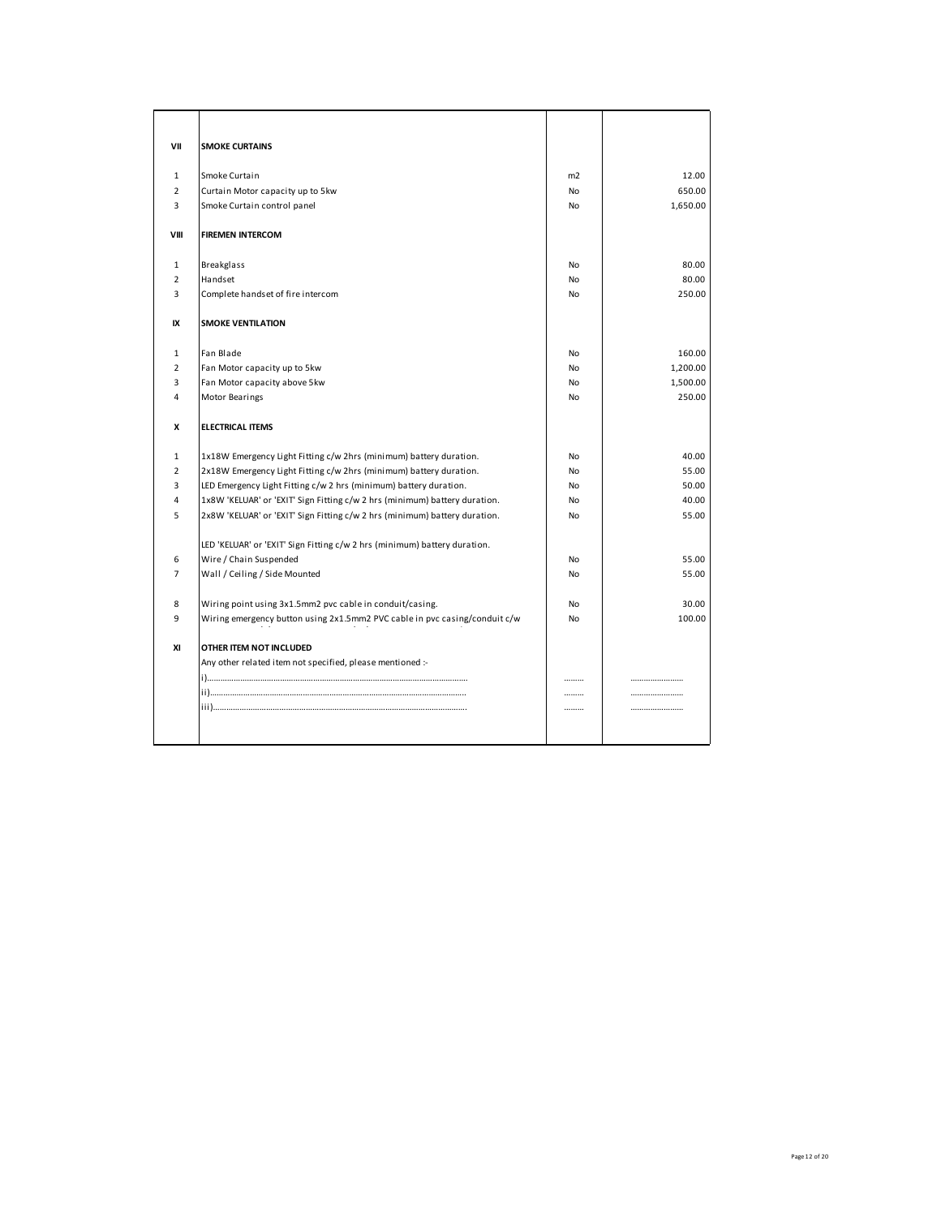| | | | |
|---|---|---|---|
| **VII** | **SMOKE CURTAINS** | | |
| 1 | Smoke Curtain | m2 | 12.00 |
| 2 | Curtain Motor capacity up to 5kw | No | 650.00 |
| 3 | Smoke Curtain control panel | No | 1,650.00 |
| **VIII** | **FIREMEN INTERCOM** | | |
| 1 | Breakglass | No | 80.00 |
| 2 | Handset | No | 80.00 |
| 3 | Complete handset of fire intercom | No | 250.00 |
| **IX** | **SMOKE VENTILATION** | | |
| 1 | Fan Blade | No | 160.00 |
| 2 | Fan Motor capacity up to 5kw | No | 1,200.00 |
| 3 | Fan Motor capacity above 5kw | No | 1,500.00 |
| 4 | Motor Bearings | No | 250.00 |
| **X** | **ELECTRICAL ITEMS** | | |
| 1 | 1x18W Emergency Light Fitting c/w 2hrs (minimum) battery duration. | No | 40.00 |
| 2 | 2x18W Emergency Light Fitting c/w 2hrs (minimum) battery duration. | No | 55.00 |
| 3 | LED Emergency Light Fitting c/w 2 hrs (minimum) battery duration. | No | 50.00 |
| 4 | 1x8W 'KELUAR' or 'EXIT' Sign Fitting c/w 2 hrs (minimum) battery duration. | No | 40.00 |
| 5 | 2x8W 'KELUAR' or 'EXIT' Sign Fitting c/w 2 hrs (minimum) battery duration. | No | 55.00 |
| | LED 'KELUAR' or 'EXIT' Sign Fitting c/w 2 hrs (minimum) battery duration. | | |
| 6 | Wire / Chain Suspended | No | 55.00 |
| 7 | Wall / Ceiling / Side Mounted | No | 55.00 |
| 8 | Wiring point using 3x1.5mm2 pvc cable in conduit/casing. | No | 30.00 |
| 9 | Wiring emergency button using 2x1.5mm2 PVC cable in pvc casing/conduit c/w | No | 100.00 |
| **XI** | **OTHER ITEM NOT INCLUDED** | | |
| | Any other related item not specified, please mentioned :- | | |
| | i)........................................................................................................ | ......... | ........................ |
| | ii)....................................................................................................... | ......... | ........................ |
| | iii)...................................................................................................... | ......... | ........................ |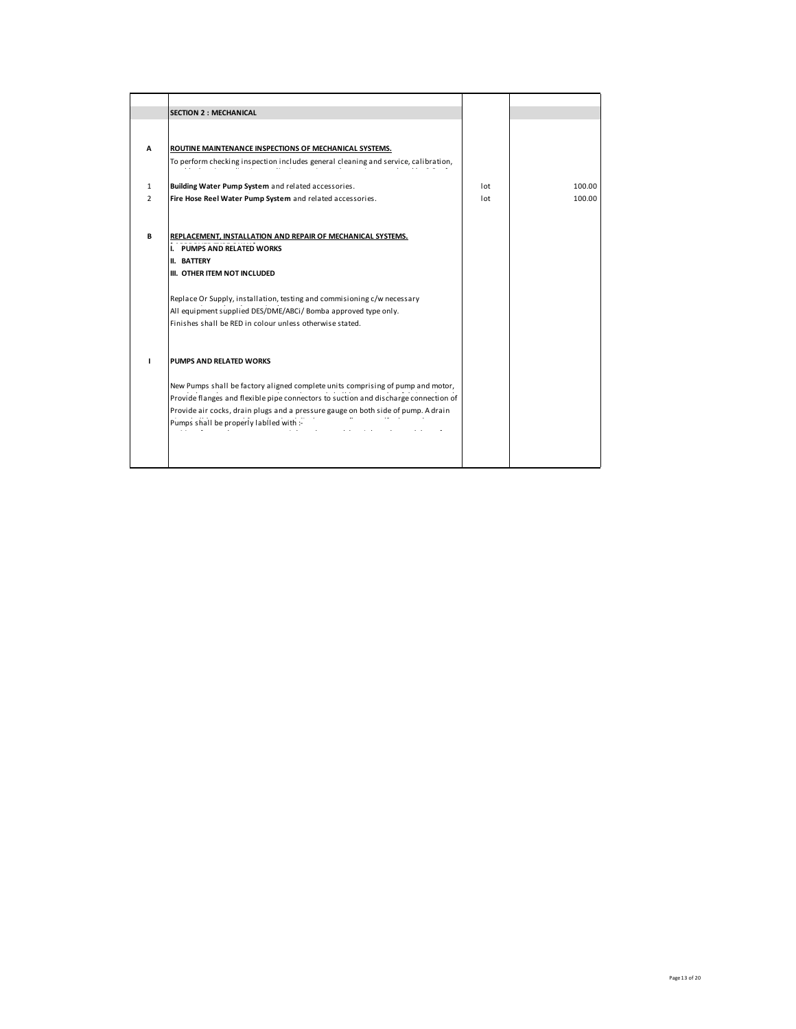| | | | |
|---|---|---|---|
| | **SECTION 2 : MECHANICAL** | | |
| | | | |
| **A** | **ROUTINE MAINTENANCE INSPECTIONS OF MECHANICAL SYSTEMS.** | | |
| | To perform checking inspection includes general cleaning and service, calibration, | | |
| 1 | **Building Water Pump System** and related accessories. | lot | 100.00 |
| 2 | **Fire Hose Reel Water Pump System** and related accessories. | lot | 100.00 |
| | | | |
| **B** | **REPLACEMENT, INSTALLATION AND REPAIR OF MECHANICAL SYSTEMS.** | | |
| | **I. PUMPS AND RELATED WORKS** | | |
| | **II. BATTERY** | | |
| | **III. OTHER ITEM NOT INCLUDED** | | |
| | | | |
| | Replace Or Supply, installation, testing and commisioning c/w necessary | | |
| | All equipment supplied DES/DME/ABCi/ Bomba approved type only. | | |
| | Finishes shall be RED in colour unless otherwise stated. | | |
| | | | |
| **I** | **PUMPS AND RELATED WORKS** | | |
| | | | |
| | New Pumps shall be factory aligned complete units comprising of pump and motor, | | |
| | Provide flanges and flexible pipe connectors to suction and discharge connection of | | |
| | Provide air cocks, drain plugs and a pressure gauge on both side of pump. A drain | | |
| | Pumps shall be properly labled with :- | | |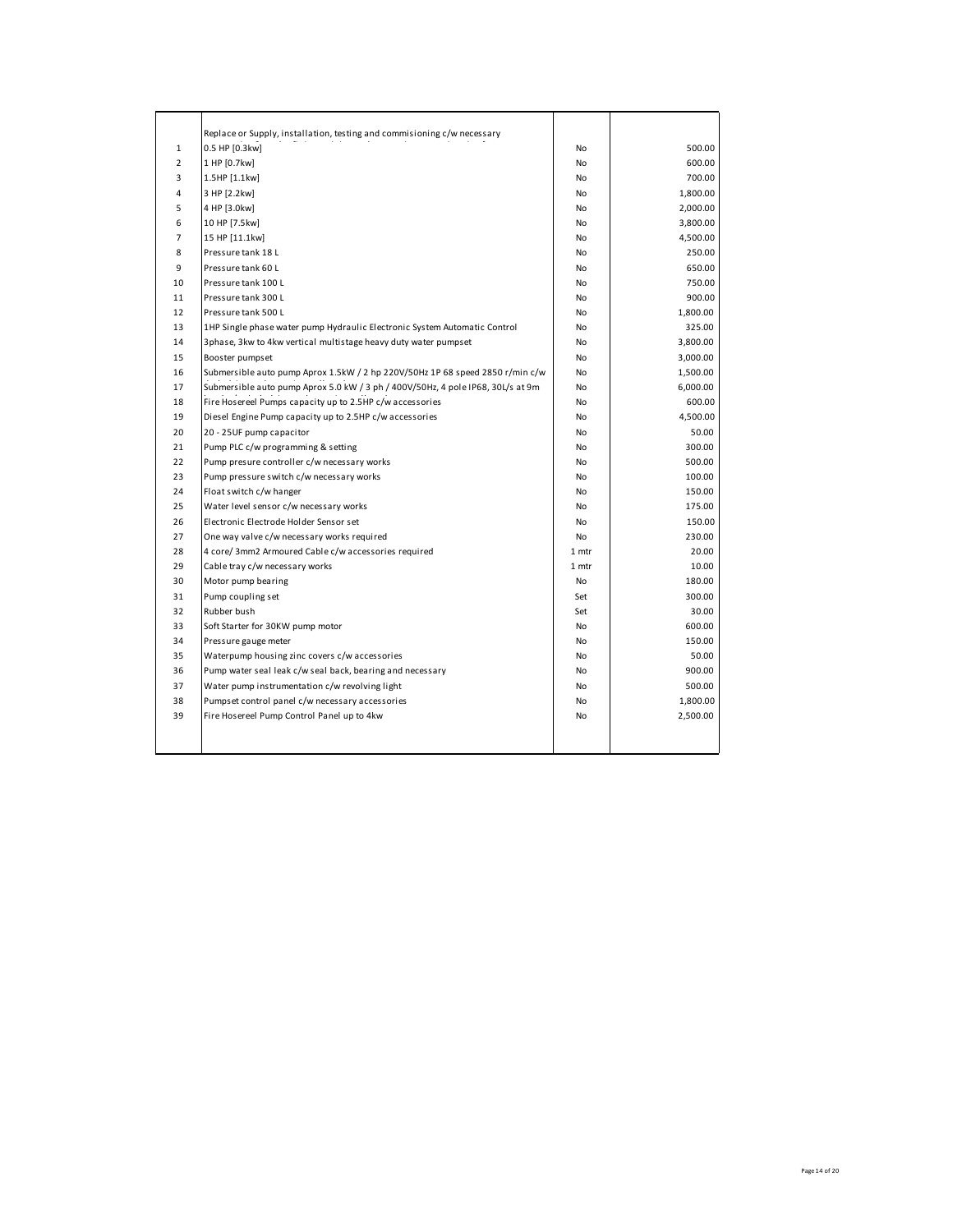| | | | |
|---|---|---|---|
| | Replace or Supply, installation, testing and commisioning c/w necessary | | |
| 1 | 0.5 HP [0.3kw] | No | 500.00 |
| 2 | 1 HP [0.7kw] | No | 600.00 |
| 3 | 1.5HP [1.1kw] | No | 700.00 |
| 4 | 3 HP [2.2kw] | No | 1,800.00 |
| 5 | 4 HP [3.0kw] | No | 2,000.00 |
| 6 | 10 HP [7.5kw] | No | 3,800.00 |
| 7 | 15 HP [11.1kw] | No | 4,500.00 |
| 8 | Pressure tank 18 L | No | 250.00 |
| 9 | Pressure tank 60 L | No | 650.00 |
| 10 | Pressure tank 100 L | No | 750.00 |
| 11 | Pressure tank 300 L | No | 900.00 |
| 12 | Pressure tank 500 L | No | 1,800.00 |
| 13 | 1HP Single phase water pump Hydraulic Electronic System Automatic Control | No | 325.00 |
| 14 | 3phase, 3kw to 4kw vertical multistage heavy duty water pumpset | No | 3,800.00 |
| 15 | Booster pumpset | No | 3,000.00 |
| 16 | Submersible auto pump Aprox 1.5kW / 2 hp 220V/50Hz 1P 68 speed 2850 r/min c/w | No | 1,500.00 |
| 17 | Submersible auto pump Aprox 5.0 kW / 3 ph / 400V/50Hz, 4 pole IP68, 30L/s at 9m | No | 6,000.00 |
| 18 | Fire Hosereel Pumps capacity up to 2.5HP c/w accessories | No | 600.00 |
| 19 | Diesel Engine Pump capacity up to 2.5HP c/w accessories | No | 4,500.00 |
| 20 | 20 - 25UF pump capacitor | No | 50.00 |
| 21 | Pump PLC c/w programming & setting | No | 300.00 |
| 22 | Pump presure controller c/w necessary works | No | 500.00 |
| 23 | Pump pressure switch c/w necessary works | No | 100.00 |
| 24 | Float switch c/w hanger | No | 150.00 |
| 25 | Water level sensor c/w necessary works | No | 175.00 |
| 26 | Electronic Electrode Holder Sensor set | No | 150.00 |
| 27 | One way valve c/w necessary works required | No | 230.00 |
| 28 | 4 core/ 3mm2 Armoured Cable c/w accessories required | 1 mtr | 20.00 |
| 29 | Cable tray c/w necessary works | 1 mtr | 10.00 |
| 30 | Motor pump bearing | No | 180.00 |
| 31 | Pump coupling set | Set | 300.00 |
| 32 | Rubber bush | Set | 30.00 |
| 33 | Soft Starter for 30KW pump motor | No | 600.00 |
| 34 | Pressure gauge meter | No | 150.00 |
| 35 | Waterpump housing zinc covers c/w accessories | No | 50.00 |
| 36 | Pump water seal leak c/w seal back, bearing and necessary | No | 900.00 |
| 37 | Water pump instrumentation c/w revolving light | No | 500.00 |
| 38 | Pumpset control panel c/w necessary accessories | No | 1,800.00 |
| 39 | Fire Hosereel Pump Control Panel up to 4kw | No | 2,500.00 |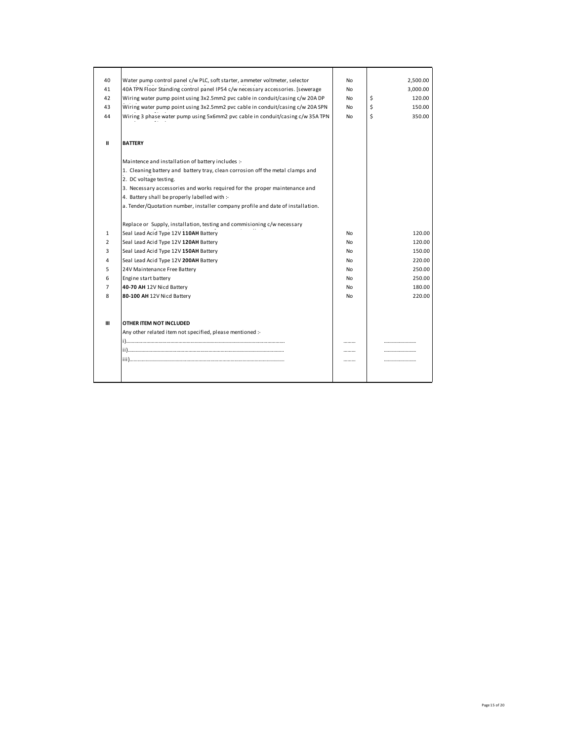| | | | |
|---|---|---|---|
| 40 | Water pump control panel c/w PLC, soft starter, ammeter voltmeter, selector | No | 2,500.00 |
| 41 | 40A TPN Floor Standing control panel IP54 c/w necessary accessories. [sewerage | No | 3,000.00 |
| 42 | Wiring water pump point using 3x2.5mm2 pvc cable in conduit/casing c/w 20A DP | No | $ 120.00 |
| 43 | Wiring water pump point using 3x2.5mm2 pvc cable in conduit/casing c/w 20A SPN | No | $ 150.00 |
| 44 | Wiring 3 phase water pump using 5x6mm2 pvc cable in conduit/casing c/w 35A TPN | No | $ 350.00 |
| | | | |
| **II** | **BATTERY** | | |
| | Maintence and installation of battery includes :- | | |
| | 1. Cleaning battery and battery tray, clean corrosion off the metal clamps and | | |
| | 2. DC voltage testing. | | |
| | 3. Necessary accessories and works required for the proper maintenance and | | |
| | 4. Battery shall be properly labelled with :- | | |
| | a. Tender/Quotation number, installer company profile and date of installation. | | |
| | | | |
| | Replace or Supply, installation, testing and commisioning c/w necessary | | |
| 1 | Seal Lead Acid Type 12V **110AH** Battery | No | 120.00 |
| 2 | Seal Lead Acid Type 12V **120AH** Battery | No | 120.00 |
| 3 | Seal Lead Acid Type 12V **150AH** Battery | No | 150.00 |
| 4 | Seal Lead Acid Type 12V **200AH** Battery | No | 220.00 |
| 5 | 24V Maintenance Free Battery | No | 250.00 |
| 6 | Engine start battery | No | 250.00 |
| 7 | **40-70 AH** 12V Nicd Battery | No | 180.00 |
| 8 | **80-100 AH** 12V Nicd Battery | No | 220.00 |
| | | | |
| **III** | **OTHER ITEM NOT INCLUDED** | | |
| | Any other related item not specified, please mentioned :- | | |
| | i)........................................................................................................ | ......... | ........................ |
| | ii)...................................................................................................... | ......... | ........................ |
| | iii)..................................................................................................... | ......... | ........................ |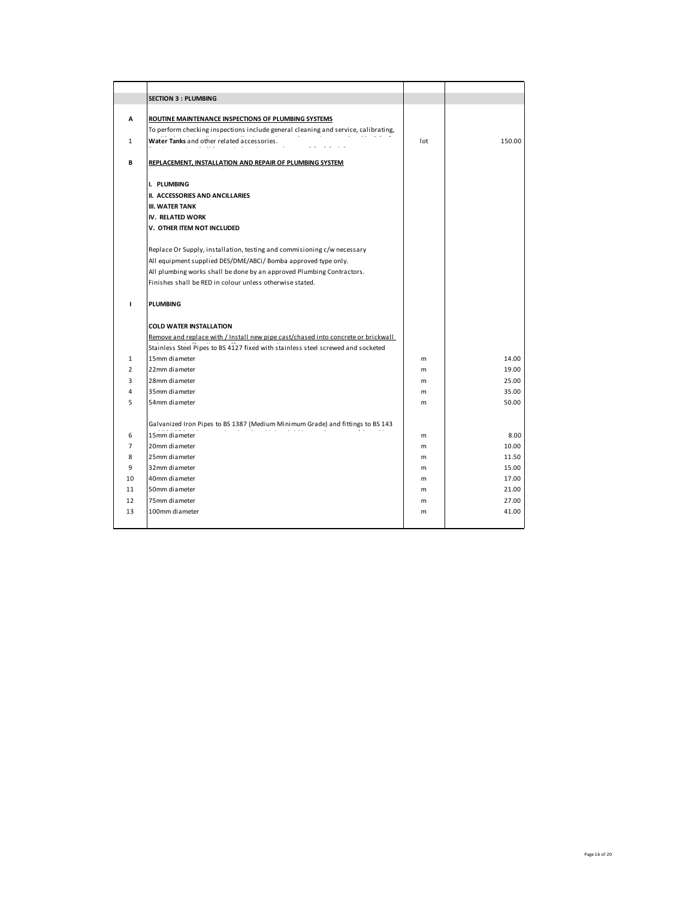| | | | |
|---|---|---|---|
| | **SECTION 3 : PLUMBING** | | |
| | | | |
| **A** | **ROUTINE MAINTENANCE INSPECTIONS OF PLUMBING SYSTEMS** | | |
| 1 | To perform checking inspections include general cleaning and service, calibrating, **Water Tanks** and other related accessories. | lot | 150.00 |
| | | | |
| **B** | **REPLACEMENT, INSTALLATION AND REPAIR OF PLUMBING SYSTEM** | | |
| | | | |
| | **I. PLUMBING** | | |
| | **II. ACCESSORIES AND ANCILLARIES** | | |
| | **III. WATER TANK** | | |
| | **IV. RELATED WORK** | | |
| | **V. OTHER ITEM NOT INCLUDED** | | |
| | | | |
| | Replace Or Supply, installation, testing and commisioning c/w necessary | | |
| | All equipment supplied DES/DME/ABCi/ Bomba approved type only. | | |
| | All plumbing works shall be done by an approved Plumbing Contractors. | | |
| | Finishes shall be RED in colour unless otherwise stated. | | |
| | | | |
| **I** | **PLUMBING** | | |
| | | | |
| | **COLD WATER INSTALLATION** | | |
| | Remove and replace with / Install new pipe cast/chased into concrete or brickwall | | |
| | Stainless Steel Pipes to BS 4127 fixed with stainless steel screwed and socketed | | |
| 1 | 15mm diameter | m | 14.00 |
| 2 | 22mm diameter | m | 19.00 |
| 3 | 28mm diameter | m | 25.00 |
| 4 | 35mm diameter | m | 35.00 |
| 5 | 54mm diameter | m | 50.00 |
| | | | |
| | Galvanized Iron Pipes to BS 1387 (Medium Minimum Grade) and fittings to BS 143 | | |
| 6 | 15mm diameter | m | 8.00 |
| 7 | 20mm diameter | m | 10.00 |
| 8 | 25mm diameter | m | 11.50 |
| 9 | 32mm diameter | m | 15.00 |
| 10 | 40mm diameter | m | 17.00 |
| 11 | 50mm diameter | m | 21.00 |
| 12 | 75mm diameter | m | 27.00 |
| 13 | 100mm diameter | m | 41.00 |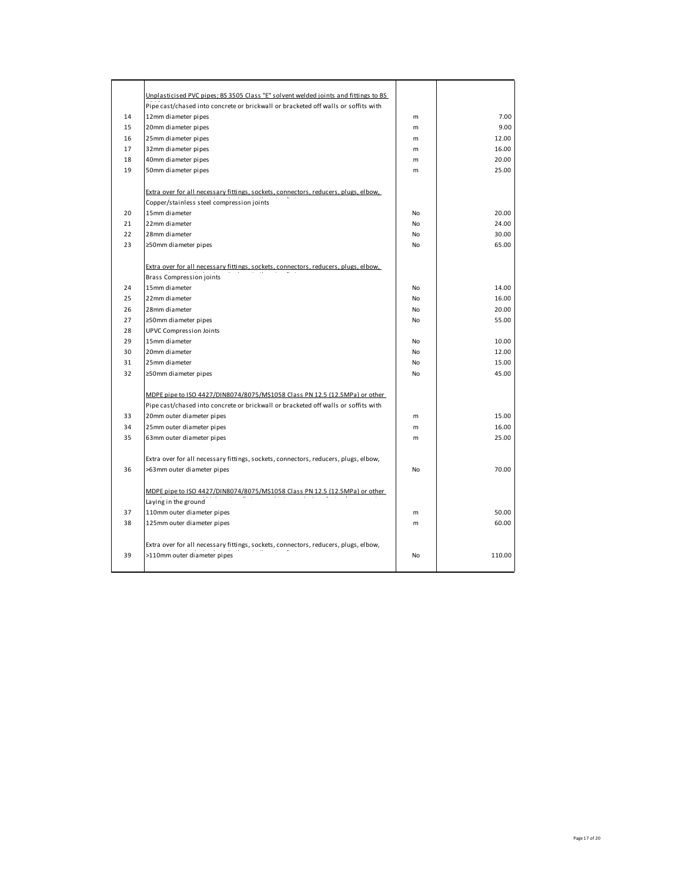| | | | |
|---|---|---|---|
| | Unplasticised PVC pipes; BS 3505 Class "E" solvent welded joints and fittings to BS | | |
| | Pipe cast/chased into concrete or brickwall or bracketed off walls or soffits with | | |
| 14 | 12mm diameter pipes | m | 7.00 |
| 15 | 20mm diameter pipes | m | 9.00 |
| 16 | 25mm diameter pipes | m | 12.00 |
| 17 | 32mm diameter pipes | m | 16.00 |
| 18 | 40mm diameter pipes | m | 20.00 |
| 19 | 50mm diameter pipes | m | 25.00 |
| | | | |
| | Extra over for all necessary fittings, sockets, connectors, reducers, plugs, elbow, | | |
| | Copper/stainless steel compression joints | | |
| 20 | 15mm diameter | No | 20.00 |
| 21 | 22mm diameter | No | 24.00 |
| 22 | 28mm diameter | No | 30.00 |
| 23 | ≥50mm diameter pipes | No | 65.00 |
| | | | |
| | Extra over for all necessary fittings, sockets, connectors, reducers, plugs, elbow, | | |
| | Brass Compression joints | | |
| 24 | 15mm diameter | No | 14.00 |
| 25 | 22mm diameter | No | 16.00 |
| 26 | 28mm diameter | No | 20.00 |
| 27 | ≥50mm diameter pipes | No | 55.00 |
| 28 | UPVC Compression Joints | | |
| 29 | 15mm diameter | No | 10.00 |
| 30 | 20mm diameter | No | 12.00 |
| 31 | 25mm diameter | No | 15.00 |
| 32 | ≥50mm diameter pipes | No | 45.00 |
| | | | |
| | MDPE pipe to ISO 4427/DIN8074/8075/MS1058 Class PN 12.5 (12.5MPa) or other | | |
| | Pipe cast/chased into concrete or brickwall or bracketed off walls or soffits with | | |
| 33 | 20mm outer diameter pipes | m | 15.00 |
| 34 | 25mm outer diameter pipes | m | 16.00 |
| 35 | 63mm outer diameter pipes | m | 25.00 |
| | | | |
| | Extra over for all necessary fittings, sockets, connectors, reducers, plugs, elbow, | | |
| 36 | >63mm outer diameter pipes | No | 70.00 |
| | | | |
| | MDPE pipe to ISO 4427/DIN8074/8075/MS1058 Class PN 12.5 (12.5MPa) or other | | |
| | Laying in the ground | | |
| 37 | 110mm outer diameter pipes | m | 50.00 |
| 38 | 125mm outer diameter pipes | m | 60.00 |
| | | | |
| | Extra over for all necessary fittings, sockets, connectors, reducers, plugs, elbow, | | |
| 39 | >110mm outer diameter pipes | No | 110.00 |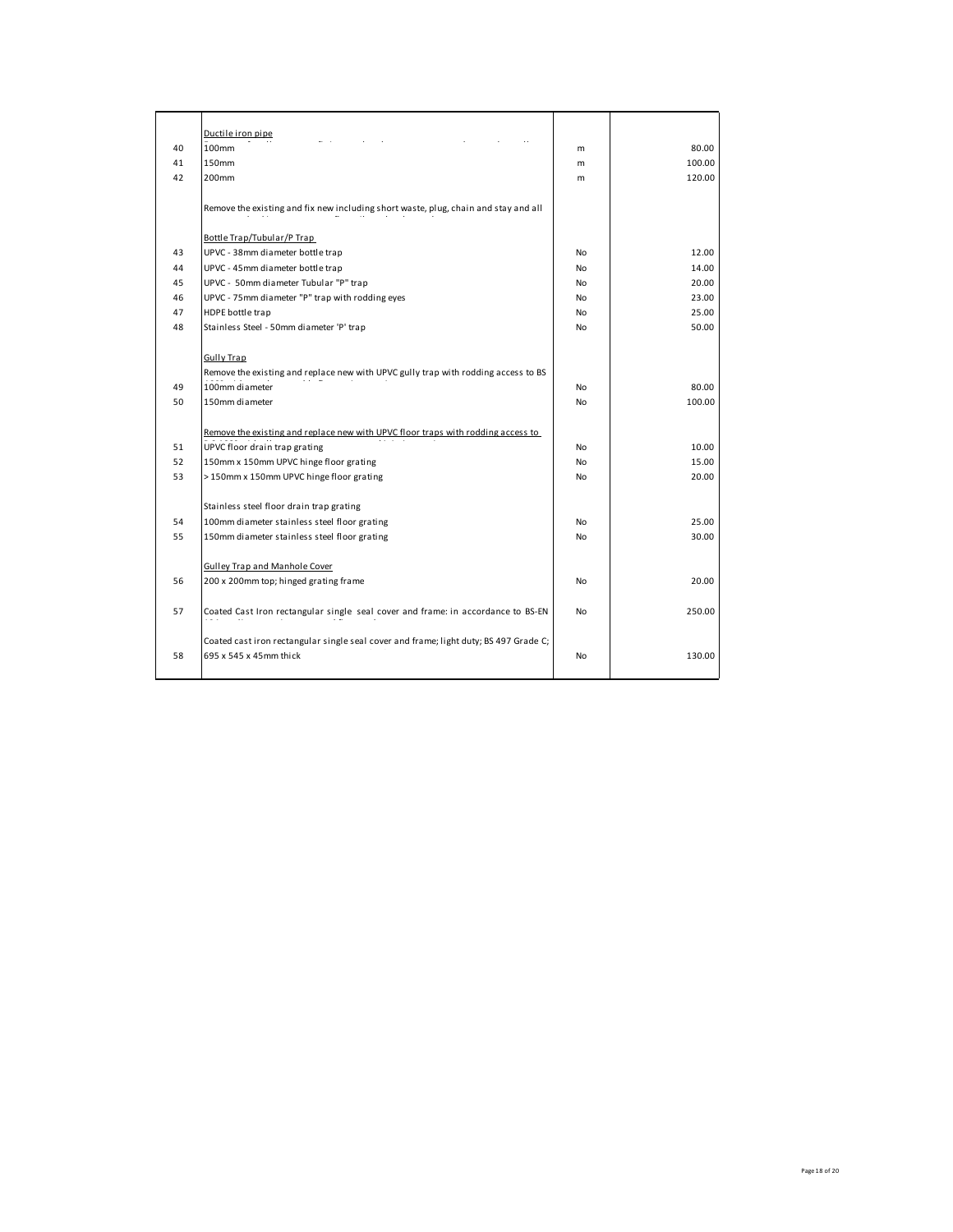|  |  |  |  |
|---|---|---|---|
|  | Ductile iron pipe |  |  |
| 40 | 100mm | m | 80.00 |
| 41 | 150mm | m | 100.00 |
| 42 | 200mm | m | 120.00 |
|  | Remove the existing and fix new including short waste, plug, chain and stay and all |  |  |
|  | Bottle Trap/Tubular/P Trap |  |  |
| 43 | UPVC - 38mm diameter bottle trap | No | 12.00 |
| 44 | UPVC - 45mm diameter bottle trap | No | 14.00 |
| 45 | UPVC - 50mm diameter Tubular "P" trap | No | 20.00 |
| 46 | UPVC - 75mm diameter "P" trap with rodding eyes | No | 23.00 |
| 47 | HDPE bottle trap | No | 25.00 |
| 48 | Stainless Steel - 50mm diameter 'P' trap | No | 50.00 |
|  | Gully Trap |  |  |
|  | Remove the existing and replace new with UPVC gully trap with rodding access to BS |  |  |
| 49 | 100mm diameter | No | 80.00 |
| 50 | 150mm diameter | No | 100.00 |
|  | Remove the existing and replace new with UPVC floor traps with rodding access to |  |  |
| 51 | UPVC floor drain trap grating | No | 10.00 |
| 52 | 150mm x 150mm UPVC hinge floor grating | No | 15.00 |
| 53 | > 150mm x 150mm UPVC hinge floor grating | No | 20.00 |
|  | Stainless steel floor drain trap grating |  |  |
| 54 | 100mm diameter stainless steel floor grating | No | 25.00 |
| 55 | 150mm diameter stainless steel floor grating | No | 30.00 |
|  | Gulley Trap and Manhole Cover |  |  |
| 56 | 200 x 200mm top; hinged grating frame | No | 20.00 |
| 57 | Coated Cast Iron rectangular single seal cover and frame: in accordance to BS-EN | No | 250.00 |
|  | Coated cast iron rectangular single seal cover and frame; light duty; BS 497 Grade C; |  |  |
| 58 | 695 x 545 x 45mm thick | No | 130.00 |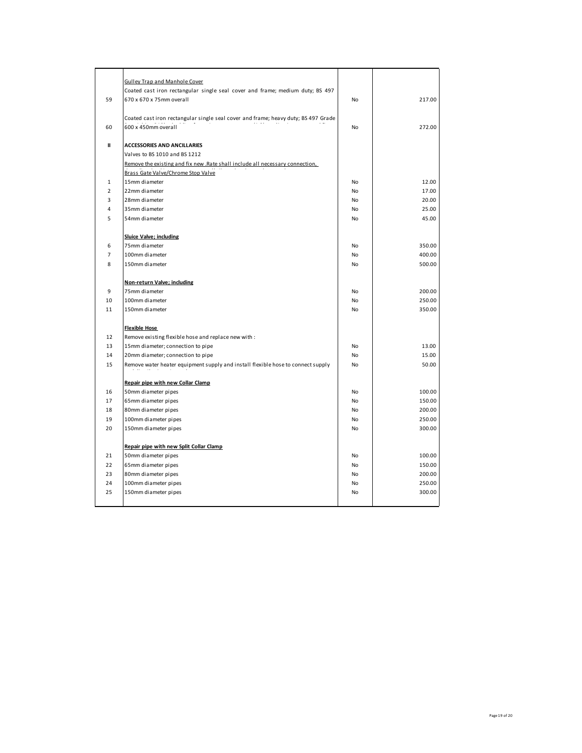| | | | |
|---|---|---|---|
| | Gulley Trap and Manhole Cover | | |
| 59 | Coated cast iron rectangular single seal cover and frame; medium duty; BS 497 670 x 670 x 75mm overall | No | 217.00 |
| 60 | Coated cast iron rectangular single seal cover and frame; heavy duty; BS 497 Grade 600 x 450mm overall | No | 272.00 |
| II | **ACCESSORIES AND ANCILLARIES** | | |
| | Valves to BS 1010 and BS 1212 | | |
| | Remove the existing and fix new .Rate shall include all necessary connection, | | |
| | Brass Gate Valve/Chrome Stop Valve | | |
| 1 | 15mm diameter | No | 12.00 |
| 2 | 22mm diameter | No | 17.00 |
| 3 | 28mm diameter | No | 20.00 |
| 4 | 35mm diameter | No | 25.00 |
| 5 | 54mm diameter | No | 45.00 |
| | **Sluice Valve; including** | | |
| 6 | 75mm diameter | No | 350.00 |
| 7 | 100mm diameter | No | 400.00 |
| 8 | 150mm diameter | No | 500.00 |
| | **Non-return Valve; including** | | |
| 9 | 75mm diameter | No | 200.00 |
| 10 | 100mm diameter | No | 250.00 |
| 11 | 150mm diameter | No | 350.00 |
| | **Flexible Hose** | | |
| 12 | Remove existing flexible hose and replace new with : | | |
| 13 | 15mm diameter; connection to pipe | No | 13.00 |
| 14 | 20mm diameter; connection to pipe | No | 15.00 |
| 15 | Remove water heater equipment supply and install flexible hose to connect supply | No | 50.00 |
| | **Repair pipe with new Collar Clamp** | | |
| 16 | 50mm diameter pipes | No | 100.00 |
| 17 | 65mm diameter pipes | No | 150.00 |
| 18 | 80mm diameter pipes | No | 200.00 |
| 19 | 100mm diameter pipes | No | 250.00 |
| 20 | 150mm diameter pipes | No | 300.00 |
| | **Repair pipe with new Split Collar Clamp** | | |
| 21 | 50mm diameter pipes | No | 100.00 |
| 22 | 65mm diameter pipes | No | 150.00 |
| 23 | 80mm diameter pipes | No | 200.00 |
| 24 | 100mm diameter pipes | No | 250.00 |
| 25 | 150mm diameter pipes | No | 300.00 |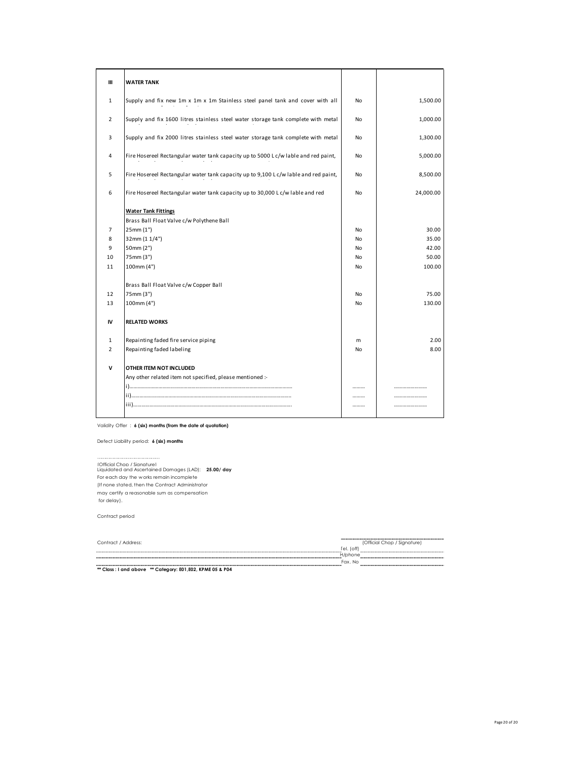| III | **WATER TANK** | | |
|---|---|---|---|
| 1 | Supply and fix new 1m x 1m x 1m Stainless steel panel tank and cover with all | No | 1,500.00 |
| 2 | Supply and fix 1600 litres stainless steel water storage tank complete with metal | No | 1,000.00 |
| 3 | Supply and fix 2000 litres stainless steel water storage tank complete with metal | No | 1,300.00 |
| 4 | Fire Hosereel Rectangular water tank capacity up to 5000 L c/w lable and red paint, | No | 5,000.00 |
| 5 | Fire Hosereel Rectangular water tank capacity up to 9,100 L c/w lable and red paint, | No | 8,500.00 |
| 6 | Fire Hosereel Rectangular water tank capacity up to 30,000 L c/w lable and red | No | 24,000.00 |
| | **Water Tank Fittings** | | |
| | Brass Ball Float Valve c/w Polythene Ball | | |
| 7 | 25mm (1") | No | 30.00 |
| 8 | 32mm (1 1/4") | No | 35.00 |
| 9 | 50mm (2") | No | 42.00 |
| 10 | 75mm (3") | No | 50.00 |
| 11 | 100mm (4") | No | 100.00 |
| | Brass Ball Float Valve c/w Copper Ball | | |
| 12 | 75mm (3") | No | 75.00 |
| 13 | 100mm (4") | No | 130.00 |
| IV | **RELATED WORKS** | | |
| 1 | Repainting faded fire service piping | m | 2.00 |
| 2 | Repainting faded labeling | No | 8.00 |
| V | **OTHER ITEM NOT INCLUDED** | | |
| | Any other related item not specified, please mentioned :- | | |
| | i)........................................................................................................ | ......... | ...................... |
| | ii)...................................................................................................... | ......... | ...................... |
| | iii)..................................................................................................... | ......... | ...................... |

Validity Offer : **6 (six) months (from the date of quotation)**

Defect Liability period: **6 (six) months**

..........................................

(Official Chop / Signature)

Liquidated and Ascertained Damages (LAD): **25.00/ day**

For each day the works remain incomplete

(If none stated, then the Contract Administrator

may certify a reasonable sum as compensation

for delay).

Contract period

Contract / Address: ..........................................................................................

(Official Chop / Signature)

Tel. (off) ..........................................

H/phone ..........................................

Fax. No ..........................................

**\*\* Class : I and above \*\* Category: E01,E02, KPME 05 & P04**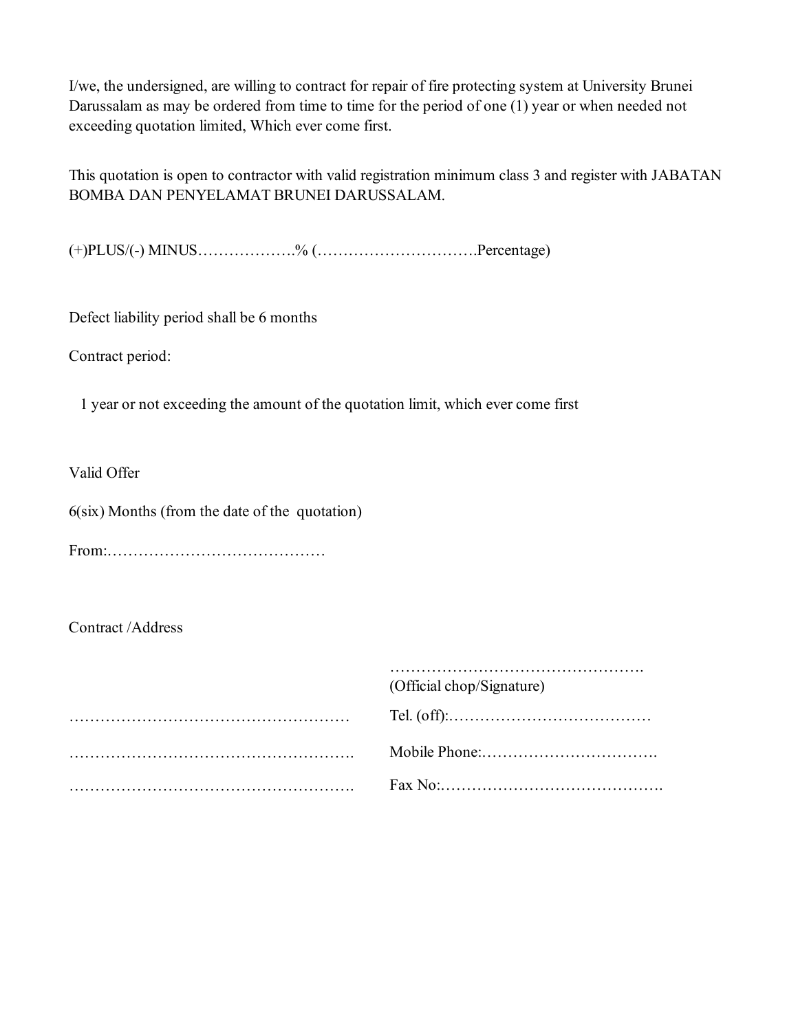I/we, the undersigned, are willing to contract for repair of fire protecting system at University Brunei Darussalam as may be ordered from time to time for the period of one (1) year or when needed not exceeding quotation limited, Which ever come first.

This quotation is open to contractor with valid registration minimum class 3 and register with JABATAN BOMBA DAN PENYELAMAT BRUNEI DARUSSALAM.

(+)PLUS/(-) MINUS……………….% (………………………….Percentage)

Defect liability period shall be 6 months

Contract period:

1 year or not exceeding the amount of the quotation limit, which ever come first

Valid Offer

6(six) Months (from the date of the quotation)

From:……………………………………

Contract /Address

| | …………………………………………. |
|---|---|
| | (Official chop/Signature) |
| ……………………………………………… | Tel. (off):………………………………… |
| ………………………………………………. | Mobile Phone:……………………………. |
| ………………………………………………. | Fax No:……………………………………. |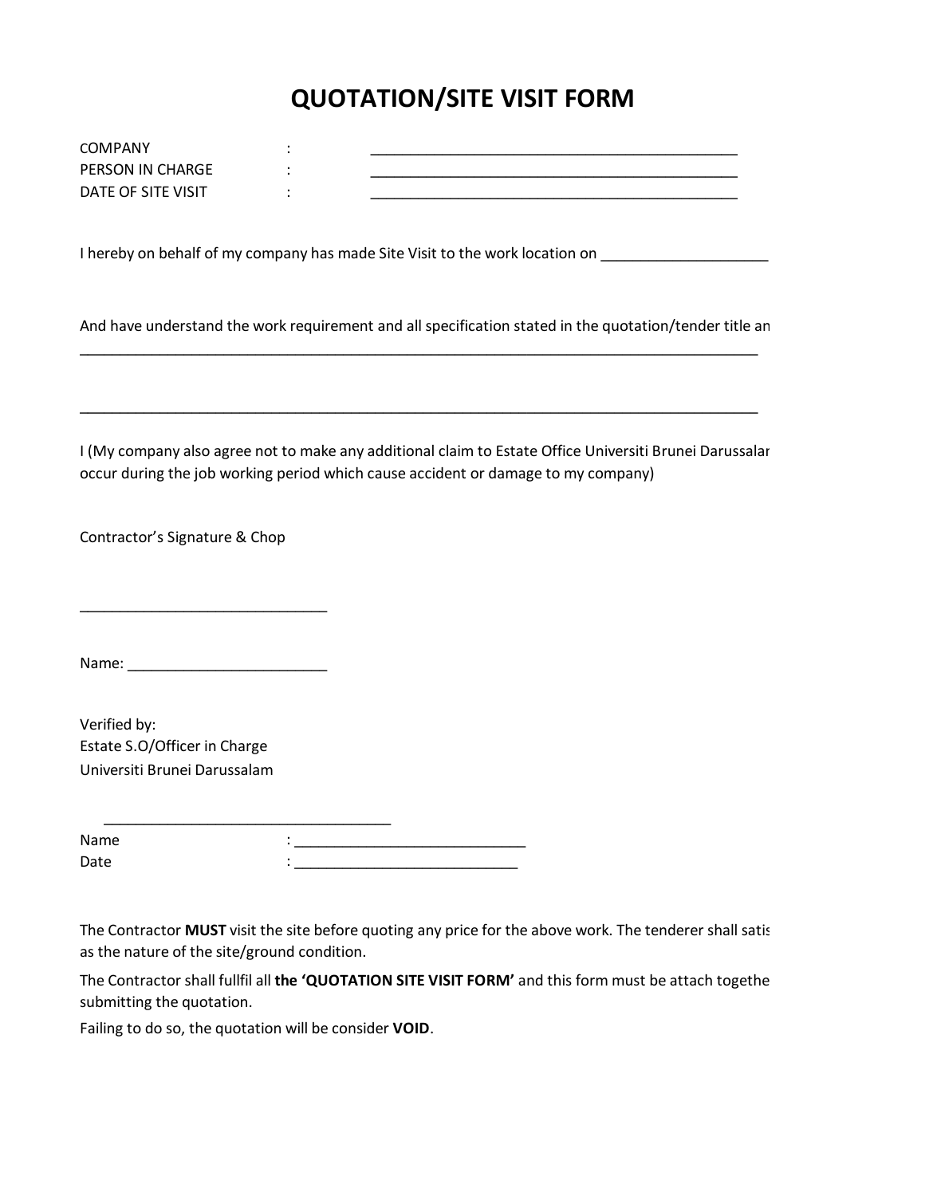# QUOTATION/SITE VISIT FORM

COMPANY : ______________________________________________

PERSON IN CHARGE : ______________________________________________

DATE OF SITE VISIT : ______________________________________________

I hereby on behalf of my company has made Site Visit to the work location on ____________________

And have understand the work requirement and all specification stated in the quotation/tender title an

_____________________________________________________________________________________

_____________________________________________________________________________________

I (My company also agree not to make any additional claim to Estate Office Universiti Brunei Darussalar occur during the job working period which cause accident or damage to my company)

Contractor's Signature & Chop

______________________________

Name: ________________________

Verified by:
Estate S.O/Officer in Charge
Universiti Brunei Darussalam

___________________________________

Name : ____________________________

Date : ____________________________

The Contractor **MUST** visit the site before quoting any price for the above work. The tenderer shall satis as the nature of the site/ground condition.

The Contractor shall fullfil all **the 'QUOTATION SITE VISIT FORM'** and this form must be attach togethe submitting the quotation.

Failing to do so, the quotation will be consider **VOID**.